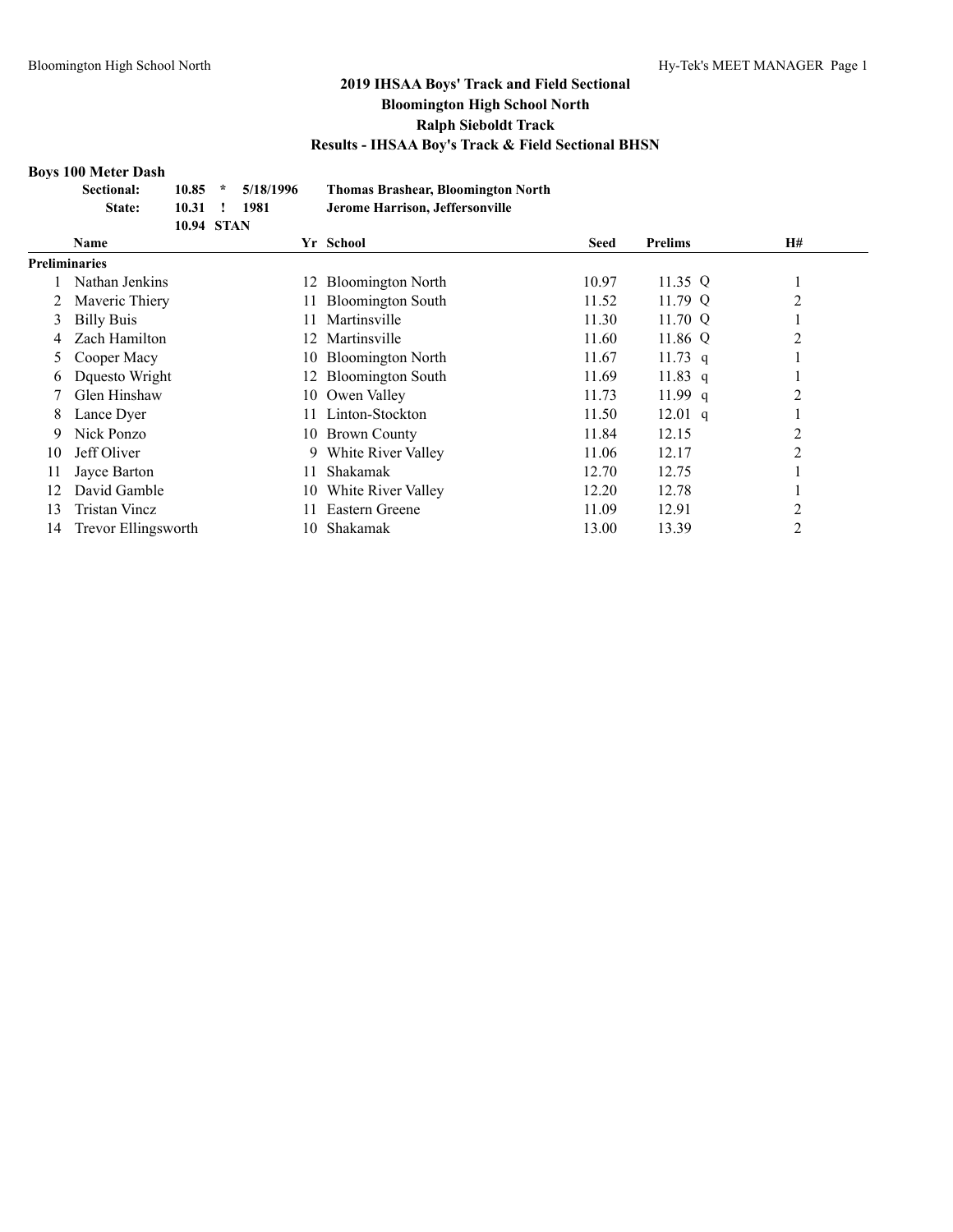# 2019 IHSAA Boys' Track and Field Sectional
## Bloomington High School North
## Ralph Sieboldt Track
## Results - IHSAA Boy's Track & Field Sectional BHSN

### Boys 100 Meter Dash

| | | | | |
|---|---|---|---|---|
| **Sectional:** | **10.85** | ***** | **5/18/1996** | **Thomas Brashear, Bloomington North** |
| **State:** | **10.31** | **!** | **1981** | **Jerome Harrison, Jeffersonville** |
| | **10.94** | **STAN** | | |

| | Name | Yr | School | Seed | Prelims | | H# |
|---|---|---|---|---|---|---|---|
| **Preliminaries** | | | | | | | |
| 1 | Nathan Jenkins | 12 | Bloomington North | 10.97 | 11.35 | Q | 1 |
| 2 | Maveric Thiery | 11 | Bloomington South | 11.52 | 11.79 | Q | 2 |
| 3 | Billy Buis | 11 | Martinsville | 11.30 | 11.70 | Q | 1 |
| 4 | Zach Hamilton | 12 | Martinsville | 11.60 | 11.86 | Q | 2 |
| 5 | Cooper Macy | 10 | Bloomington North | 11.67 | 11.73 | q | 1 |
| 6 | Dquesto Wright | 12 | Bloomington South | 11.69 | 11.83 | q | 1 |
| 7 | Glen Hinshaw | 10 | Owen Valley | 11.73 | 11.99 | q | 2 |
| 8 | Lance Dyer | 11 | Linton-Stockton | 11.50 | 12.01 | q | 1 |
| 9 | Nick Ponzo | 10 | Brown County | 11.84 | 12.15 | | 2 |
| 10 | Jeff Oliver | 9 | White River Valley | 11.06 | 12.17 | | 2 |
| 11 | Jayce Barton | 11 | Shakamak | 12.70 | 12.75 | | 1 |
| 12 | David Gamble | 10 | White River Valley | 12.20 | 12.78 | | 1 |
| 13 | Tristan Vincz | 11 | Eastern Greene | 11.09 | 12.91 | | 2 |
| 14 | Trevor Ellingsworth | 10 | Shakamak | 13.00 | 13.39 | | 2 |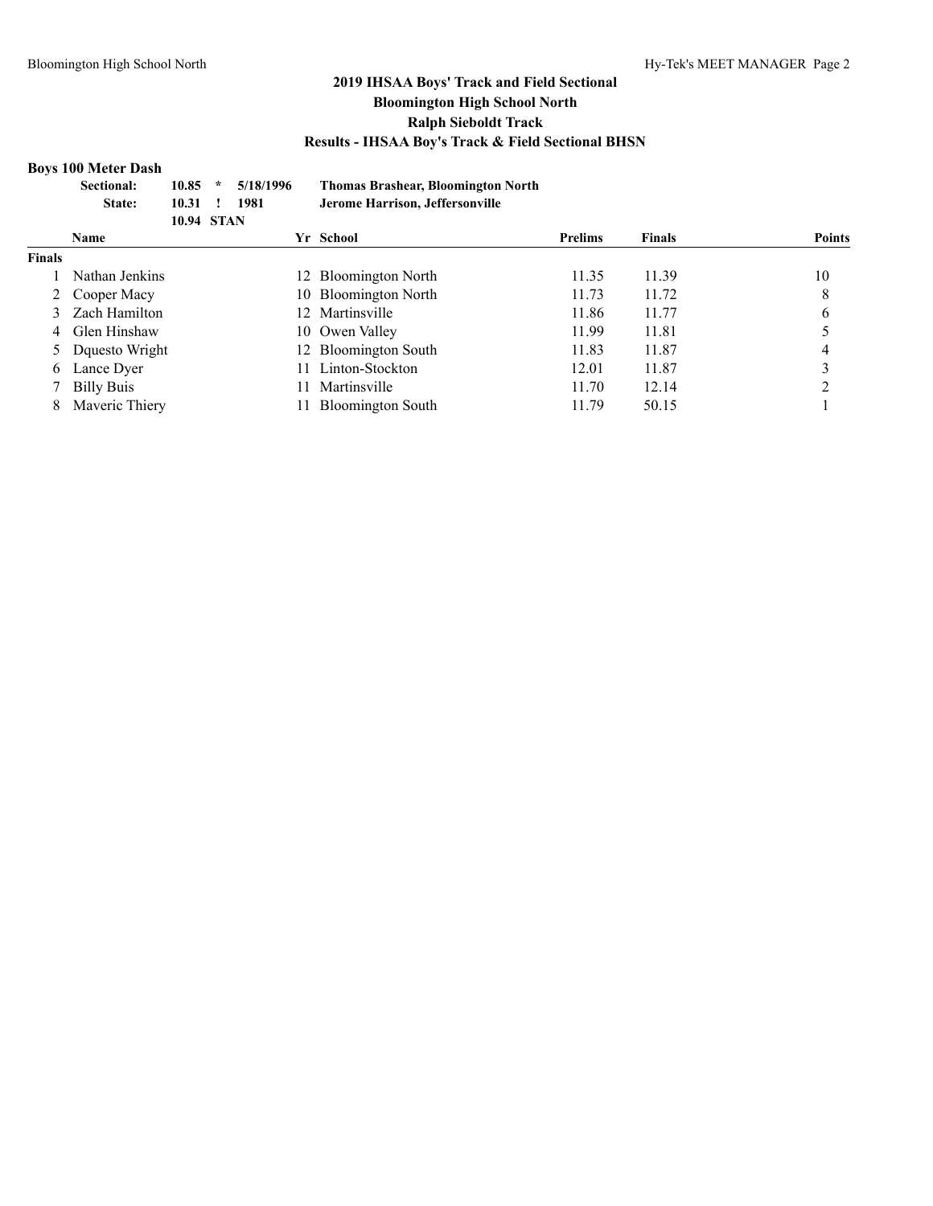# 2019 IHSAA Boys' Track and Field Sectional
## Bloomington High School North
## Ralph Sieboldt Track
## Results - IHSAA Boy's Track & Field Sectional BHSN

### Boys 100 Meter Dash

| | | | | |
|---|---|---|---|---|
| **Sectional:** | **10.85** | * | **5/18/1996** | **Thomas Brashear, Bloomington North** |
| **State:** | **10.31** | ! | **1981** | **Jerome Harrison, Jeffersonville** |
| | **10.94** | **STAN** | | |

| | Name | Yr | School | Prelims | Finals | Points |
|---|---|---|---|---|---|---|
| **Finals** | | | | | | |
| 1 | Nathan Jenkins | 12 | Bloomington North | 11.35 | 11.39 | 10 |
| 2 | Cooper Macy | 10 | Bloomington North | 11.73 | 11.72 | 8 |
| 3 | Zach Hamilton | 12 | Martinsville | 11.86 | 11.77 | 6 |
| 4 | Glen Hinshaw | 10 | Owen Valley | 11.99 | 11.81 | 5 |
| 5 | Dquesto Wright | 12 | Bloomington South | 11.83 | 11.87 | 4 |
| 6 | Lance Dyer | 11 | Linton-Stockton | 12.01 | 11.87 | 3 |
| 7 | Billy Buis | 11 | Martinsville | 11.70 | 12.14 | 2 |
| 8 | Maveric Thiery | 11 | Bloomington South | 11.79 | 50.15 | 1 |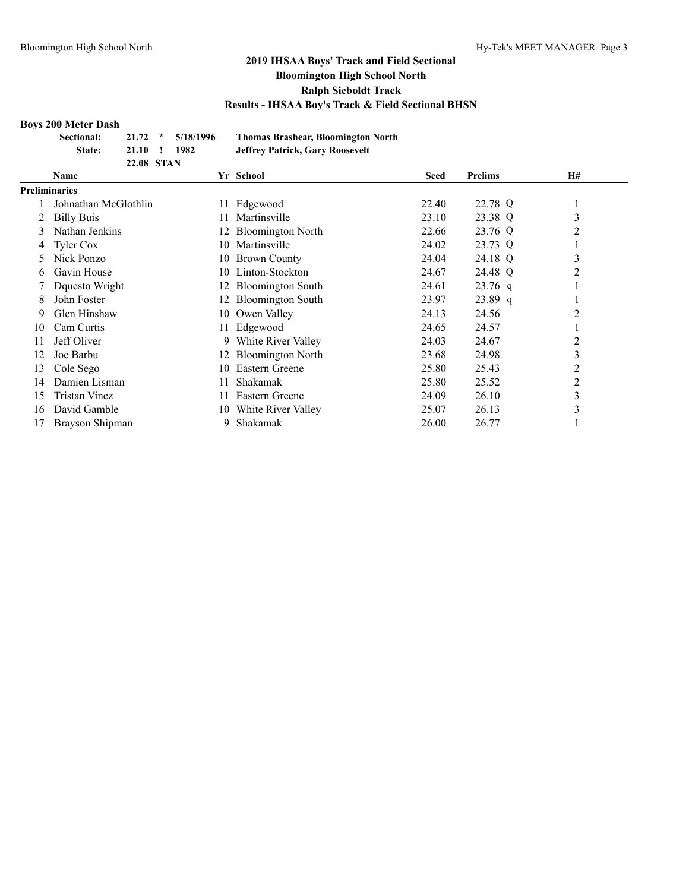## 2019 IHSAA Boys' Track and Field Sectional
## Bloomington High School North
## Ralph Sieboldt Track
## Results - IHSAA Boy's Track & Field Sectional BHSN

### Boys 200 Meter Dash

| | | | | |
|---|---|---|---|---|
| **Sectional:** | **21.72** | ***** | **5/18/1996** | **Thomas Brashear, Bloomington North** |
| **State:** | **21.10** | **!** | **1982** | **Jeffrey Patrick, Gary Roosevelt** |
| | **22.08** | **STAN** | | |

| | Name | Yr | School | Seed | Prelims | | H# |
|---|---|---|---|---|---|---|---|
| **Preliminaries** | | | | | | | |
| 1 | Johnathan McGlothlin | 11 | Edgewood | 22.40 | 22.78 | Q | 1 |
| 2 | Billy Buis | 11 | Martinsville | 23.10 | 23.38 | Q | 3 |
| 3 | Nathan Jenkins | 12 | Bloomington North | 22.66 | 23.76 | Q | 2 |
| 4 | Tyler Cox | 10 | Martinsville | 24.02 | 23.73 | Q | 1 |
| 5 | Nick Ponzo | 10 | Brown County | 24.04 | 24.18 | Q | 3 |
| 6 | Gavin House | 10 | Linton-Stockton | 24.67 | 24.48 | Q | 2 |
| 7 | Dquesto Wright | 12 | Bloomington South | 24.61 | 23.76 | q | 1 |
| 8 | John Foster | 12 | Bloomington South | 23.97 | 23.89 | q | 1 |
| 9 | Glen Hinshaw | 10 | Owen Valley | 24.13 | 24.56 | | 2 |
| 10 | Cam Curtis | 11 | Edgewood | 24.65 | 24.57 | | 1 |
| 11 | Jeff Oliver | 9 | White River Valley | 24.03 | 24.67 | | 2 |
| 12 | Joe Barbu | 12 | Bloomington North | 23.68 | 24.98 | | 3 |
| 13 | Cole Sego | 10 | Eastern Greene | 25.80 | 25.43 | | 2 |
| 14 | Damien Lisman | 11 | Shakamak | 25.80 | 25.52 | | 2 |
| 15 | Tristan Vincz | 11 | Eastern Greene | 24.09 | 26.10 | | 3 |
| 16 | David Gamble | 10 | White River Valley | 25.07 | 26.13 | | 3 |
| 17 | Brayson Shipman | 9 | Shakamak | 26.00 | 26.77 | | 1 |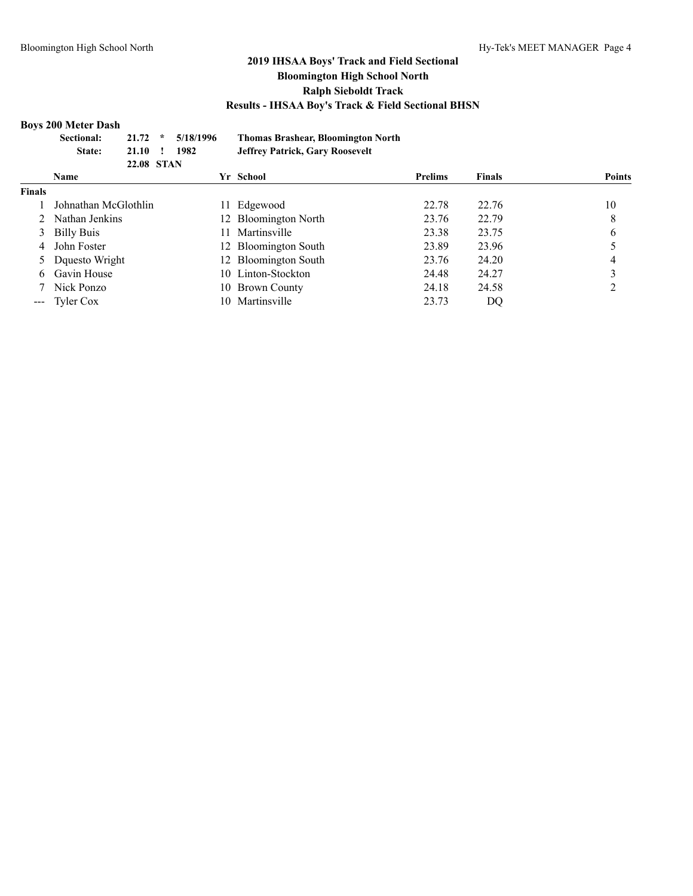## 2019 IHSAA Boys' Track and Field Sectional
## Bloomington High School North
## Ralph Sieboldt Track
## Results - IHSAA Boy's Track & Field Sectional BHSN

### Boys 200 Meter Dash

| | | | | |
|---|---|---|---|---|
| **Sectional:** | **21.72** | ***** | **5/18/1996** | **Thomas Brashear, Bloomington North** |
| **State:** | **21.10** | **!** | **1982** | **Jeffrey Patrick, Gary Roosevelt** |
| | **22.08** | **STAN** | | |

| | Name | Yr | School | Prelims | Finals | Points |
|---|---|---|---|---|---|---|
| **Finals** | | | | | | |
| 1 | Johnathan McGlothlin | 11 | Edgewood | 22.78 | 22.76 | 10 |
| 2 | Nathan Jenkins | 12 | Bloomington North | 23.76 | 22.79 | 8 |
| 3 | Billy Buis | 11 | Martinsville | 23.38 | 23.75 | 6 |
| 4 | John Foster | 12 | Bloomington South | 23.89 | 23.96 | 5 |
| 5 | Dquesto Wright | 12 | Bloomington South | 23.76 | 24.20 | 4 |
| 6 | Gavin House | 10 | Linton-Stockton | 24.48 | 24.27 | 3 |
| 7 | Nick Ponzo | 10 | Brown County | 24.18 | 24.58 | 2 |
| --- | Tyler Cox | 10 | Martinsville | 23.73 | DQ | |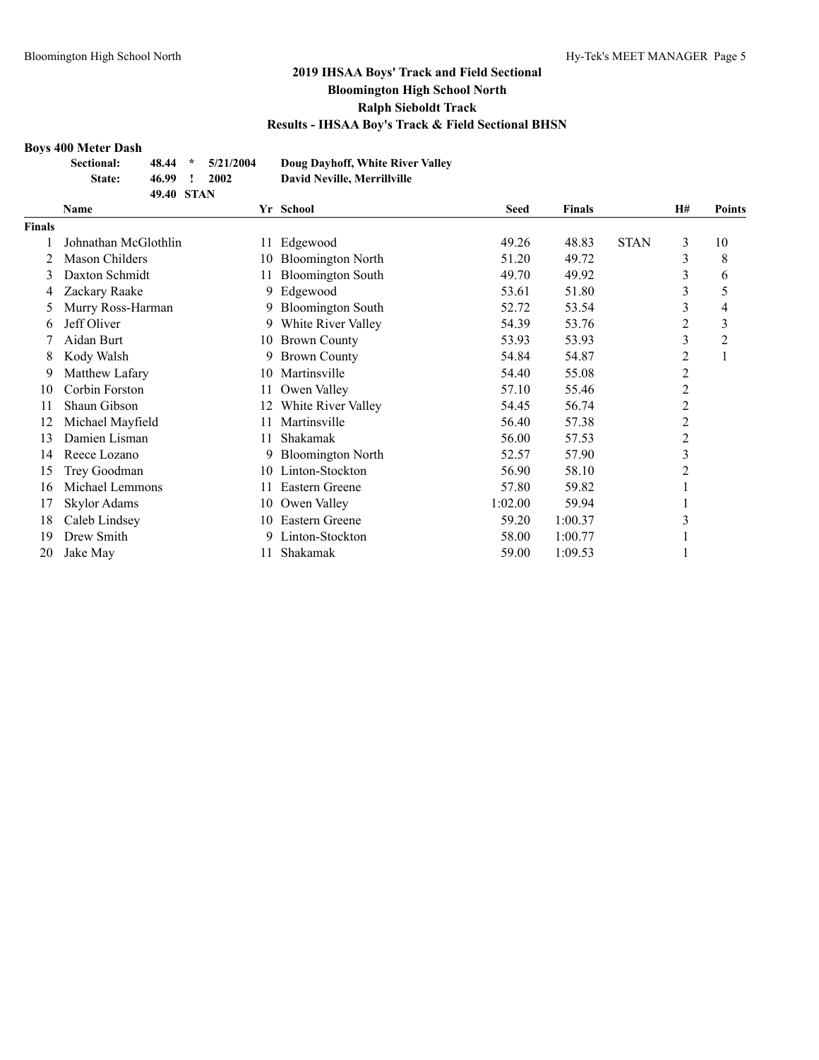## 2019 IHSAA Boys' Track and Field Sectional
## Bloomington High School North
## Ralph Sieboldt Track
## Results - IHSAA Boy's Track & Field Sectional BHSN

### Boys 400 Meter Dash

| | | | | |
|---|---|---|---|---|
| **Sectional:** | **48.44** | **\*** | **5/21/2004** | **Doug Dayhoff, White River Valley** |
| **State:** | **46.99** | **!** | **2002** | **David Neville, Merrillville** |
| | **49.40** | **STAN** | | |

| | Name | Yr | School | Seed | Finals | | H# | Points |
|---|---|---|---|---|---|---|---|---|
| **Finals** | | | | | | | | |
| 1 | Johnathan McGlothlin | 11 | Edgewood | 49.26 | 48.83 | STAN | 3 | 10 |
| 2 | Mason Childers | 10 | Bloomington North | 51.20 | 49.72 | | 3 | 8 |
| 3 | Daxton Schmidt | 11 | Bloomington South | 49.70 | 49.92 | | 3 | 6 |
| 4 | Zackary Raake | 9 | Edgewood | 53.61 | 51.80 | | 3 | 5 |
| 5 | Murry Ross-Harman | 9 | Bloomington South | 52.72 | 53.54 | | 3 | 4 |
| 6 | Jeff Oliver | 9 | White River Valley | 54.39 | 53.76 | | 2 | 3 |
| 7 | Aidan Burt | 10 | Brown County | 53.93 | 53.93 | | 3 | 2 |
| 8 | Kody Walsh | 9 | Brown County | 54.84 | 54.87 | | 2 | 1 |
| 9 | Matthew Lafary | 10 | Martinsville | 54.40 | 55.08 | | 2 | |
| 10 | Corbin Forston | 11 | Owen Valley | 57.10 | 55.46 | | 2 | |
| 11 | Shaun Gibson | 12 | White River Valley | 54.45 | 56.74 | | 2 | |
| 12 | Michael Mayfield | 11 | Martinsville | 56.40 | 57.38 | | 2 | |
| 13 | Damien Lisman | 11 | Shakamak | 56.00 | 57.53 | | 2 | |
| 14 | Reece Lozano | 9 | Bloomington North | 52.57 | 57.90 | | 3 | |
| 15 | Trey Goodman | 10 | Linton-Stockton | 56.90 | 58.10 | | 2 | |
| 16 | Michael Lemmons | 11 | Eastern Greene | 57.80 | 59.82 | | 1 | |
| 17 | Skylor Adams | 10 | Owen Valley | 1:02.00 | 59.94 | | 1 | |
| 18 | Caleb Lindsey | 10 | Eastern Greene | 59.20 | 1:00.37 | | 3 | |
| 19 | Drew Smith | 9 | Linton-Stockton | 58.00 | 1:00.77 | | 1 | |
| 20 | Jake May | 11 | Shakamak | 59.00 | 1:09.53 | | 1 | |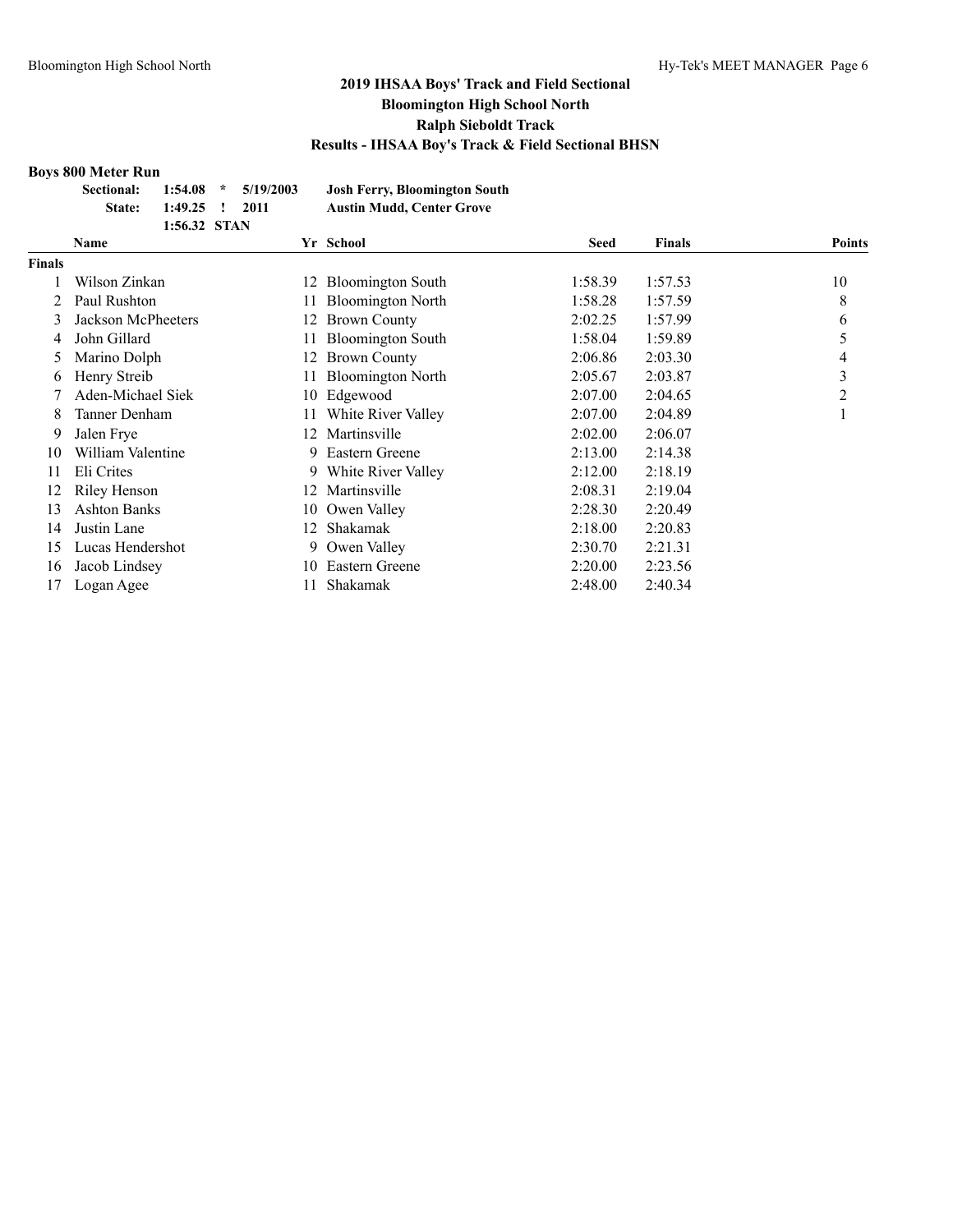## 2019 IHSAA Boys' Track and Field Sectional
## Bloomington High School North
## Ralph Sieboldt Track
## Results - IHSAA Boy's Track & Field Sectional BHSN

### Boys 800 Meter Run

| | | | | |
|---|---|---|---|---|
| Sectional: | 1:54.08 | * | 5/19/2003 | Josh Ferry, Bloomington South |
| State: | 1:49.25 | ! | 2011 | Austin Mudd, Center Grove |
| | 1:56.32 | STAN | | |

| | Name | Yr | School | Seed | Finals | Points |
|---|---|---|---|---|---|---|
| **Finals** | | | | | | |
| 1 | Wilson Zinkan | 12 | Bloomington South | 1:58.39 | 1:57.53 | 10 |
| 2 | Paul Rushton | 11 | Bloomington North | 1:58.28 | 1:57.59 | 8 |
| 3 | Jackson McPheeters | 12 | Brown County | 2:02.25 | 1:57.99 | 6 |
| 4 | John Gillard | 11 | Bloomington South | 1:58.04 | 1:59.89 | 5 |
| 5 | Marino Dolph | 12 | Brown County | 2:06.86 | 2:03.30 | 4 |
| 6 | Henry Streib | 11 | Bloomington North | 2:05.67 | 2:03.87 | 3 |
| 7 | Aden-Michael Siek | 10 | Edgewood | 2:07.00 | 2:04.65 | 2 |
| 8 | Tanner Denham | 11 | White River Valley | 2:07.00 | 2:04.89 | 1 |
| 9 | Jalen Frye | 12 | Martinsville | 2:02.00 | 2:06.07 | |
| 10 | William Valentine | 9 | Eastern Greene | 2:13.00 | 2:14.38 | |
| 11 | Eli Crites | 9 | White River Valley | 2:12.00 | 2:18.19 | |
| 12 | Riley Henson | 12 | Martinsville | 2:08.31 | 2:19.04 | |
| 13 | Ashton Banks | 10 | Owen Valley | 2:28.30 | 2:20.49 | |
| 14 | Justin Lane | 12 | Shakamak | 2:18.00 | 2:20.83 | |
| 15 | Lucas Hendershot | 9 | Owen Valley | 2:30.70 | 2:21.31 | |
| 16 | Jacob Lindsey | 10 | Eastern Greene | 2:20.00 | 2:23.56 | |
| 17 | Logan Agee | 11 | Shakamak | 2:48.00 | 2:40.34 | |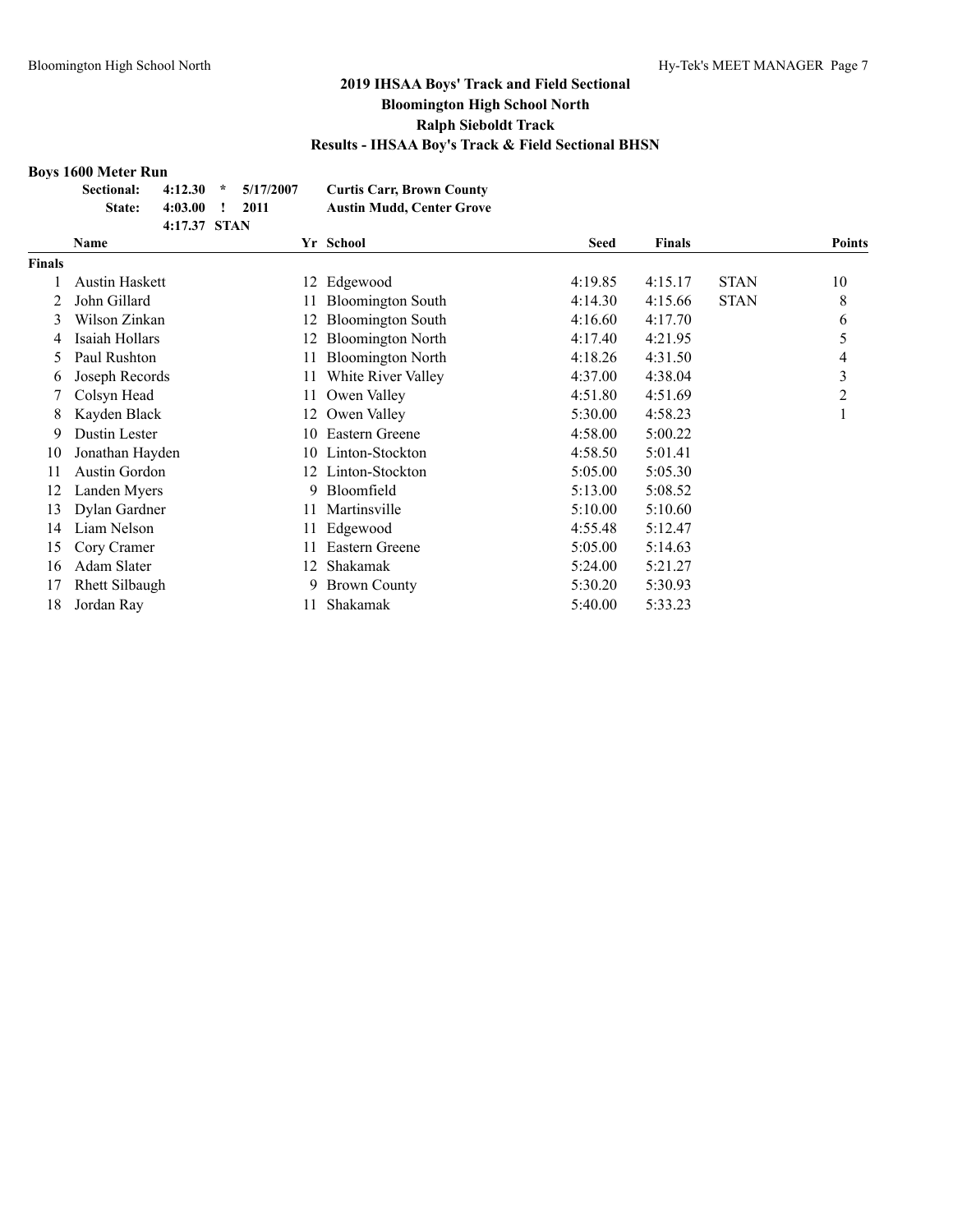## 2019 IHSAA Boys' Track and Field Sectional
## Bloomington High School North
## Ralph Sieboldt Track
## Results - IHSAA Boy's Track & Field Sectional BHSN

### Boys 1600 Meter Run

| | | | | |
|---|---|---|---|---|
| **Sectional:** | **4:12.30** | ***** | **5/17/2007** | **Curtis Carr, Brown County** |
| **State:** | **4:03.00** | **!** | **2011** | **Austin Mudd, Center Grove** |
| | **4:17.37** | **STAN** | | |

| | Name | Yr | School | Seed | Finals | | Points |
|---|---|---|---|---|---|---|---|
| **Finals** | | | | | | | |
| 1 | Austin Haskett | 12 | Edgewood | 4:19.85 | 4:15.17 | STAN | 10 |
| 2 | John Gillard | 11 | Bloomington South | 4:14.30 | 4:15.66 | STAN | 8 |
| 3 | Wilson Zinkan | 12 | Bloomington South | 4:16.60 | 4:17.70 | | 6 |
| 4 | Isaiah Hollars | 12 | Bloomington North | 4:17.40 | 4:21.95 | | 5 |
| 5 | Paul Rushton | 11 | Bloomington North | 4:18.26 | 4:31.50 | | 4 |
| 6 | Joseph Records | 11 | White River Valley | 4:37.00 | 4:38.04 | | 3 |
| 7 | Colsyn Head | 11 | Owen Valley | 4:51.80 | 4:51.69 | | 2 |
| 8 | Kayden Black | 12 | Owen Valley | 5:30.00 | 4:58.23 | | 1 |
| 9 | Dustin Lester | 10 | Eastern Greene | 4:58.00 | 5:00.22 | | |
| 10 | Jonathan Hayden | 10 | Linton-Stockton | 4:58.50 | 5:01.41 | | |
| 11 | Austin Gordon | 12 | Linton-Stockton | 5:05.00 | 5:05.30 | | |
| 12 | Landen Myers | 9 | Bloomfield | 5:13.00 | 5:08.52 | | |
| 13 | Dylan Gardner | 11 | Martinsville | 5:10.00 | 5:10.60 | | |
| 14 | Liam Nelson | 11 | Edgewood | 4:55.48 | 5:12.47 | | |
| 15 | Cory Cramer | 11 | Eastern Greene | 5:05.00 | 5:14.63 | | |
| 16 | Adam Slater | 12 | Shakamak | 5:24.00 | 5:21.27 | | |
| 17 | Rhett Silbaugh | 9 | Brown County | 5:30.20 | 5:30.93 | | |
| 18 | Jordan Ray | 11 | Shakamak | 5:40.00 | 5:33.23 | | |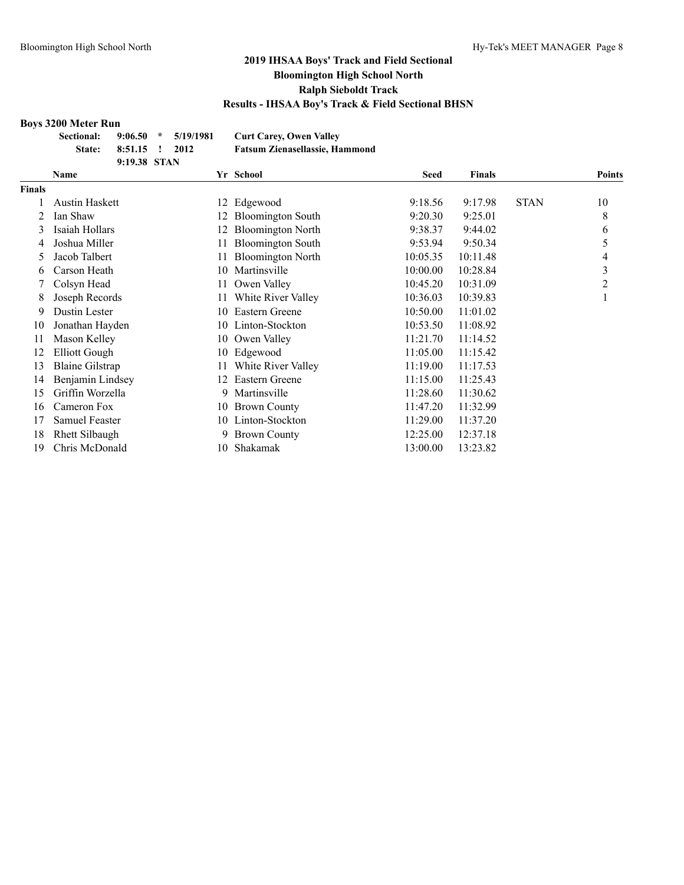## 2019 IHSAA Boys' Track and Field Sectional
## Bloomington High School North
## Ralph Sieboldt Track
## Results - IHSAA Boy's Track & Field Sectional BHSN

### Boys 3200 Meter Run

| | | | | |
|---|---|---|---|---|
| Sectional: | 9:06.50 | * | 5/19/1981 | Curt Carey, Owen Valley |
| State: | 8:51.15 | ! | 2012 | Fatsum Zienasellassie, Hammond |
| | 9:19.38 | STAN | | |

| | Name | Yr | School | Seed | Finals | | Points |
|---|---|---|---|---|---|---|---|
| **Finals** | | | | | | | |
| 1 | Austin Haskett | 12 | Edgewood | 9:18.56 | 9:17.98 | STAN | 10 |
| 2 | Ian Shaw | 12 | Bloomington South | 9:20.30 | 9:25.01 | | 8 |
| 3 | Isaiah Hollars | 12 | Bloomington North | 9:38.37 | 9:44.02 | | 6 |
| 4 | Joshua Miller | 11 | Bloomington South | 9:53.94 | 9:50.34 | | 5 |
| 5 | Jacob Talbert | 11 | Bloomington North | 10:05.35 | 10:11.48 | | 4 |
| 6 | Carson Heath | 10 | Martinsville | 10:00.00 | 10:28.84 | | 3 |
| 7 | Colsyn Head | 11 | Owen Valley | 10:45.20 | 10:31.09 | | 2 |
| 8 | Joseph Records | 11 | White River Valley | 10:36.03 | 10:39.83 | | 1 |
| 9 | Dustin Lester | 10 | Eastern Greene | 10:50.00 | 11:01.02 | | |
| 10 | Jonathan Hayden | 10 | Linton-Stockton | 10:53.50 | 11:08.92 | | |
| 11 | Mason Kelley | 10 | Owen Valley | 11:21.70 | 11:14.52 | | |
| 12 | Elliott Gough | 10 | Edgewood | 11:05.00 | 11:15.42 | | |
| 13 | Blaine Gilstrap | 11 | White River Valley | 11:19.00 | 11:17.53 | | |
| 14 | Benjamin Lindsey | 12 | Eastern Greene | 11:15.00 | 11:25.43 | | |
| 15 | Griffin Worzella | 9 | Martinsville | 11:28.60 | 11:30.62 | | |
| 16 | Cameron Fox | 10 | Brown County | 11:47.20 | 11:32.99 | | |
| 17 | Samuel Feaster | 10 | Linton-Stockton | 11:29.00 | 11:37.20 | | |
| 18 | Rhett Silbaugh | 9 | Brown County | 12:25.00 | 12:37.18 | | |
| 19 | Chris McDonald | 10 | Shakamak | 13:00.00 | 13:23.82 | | |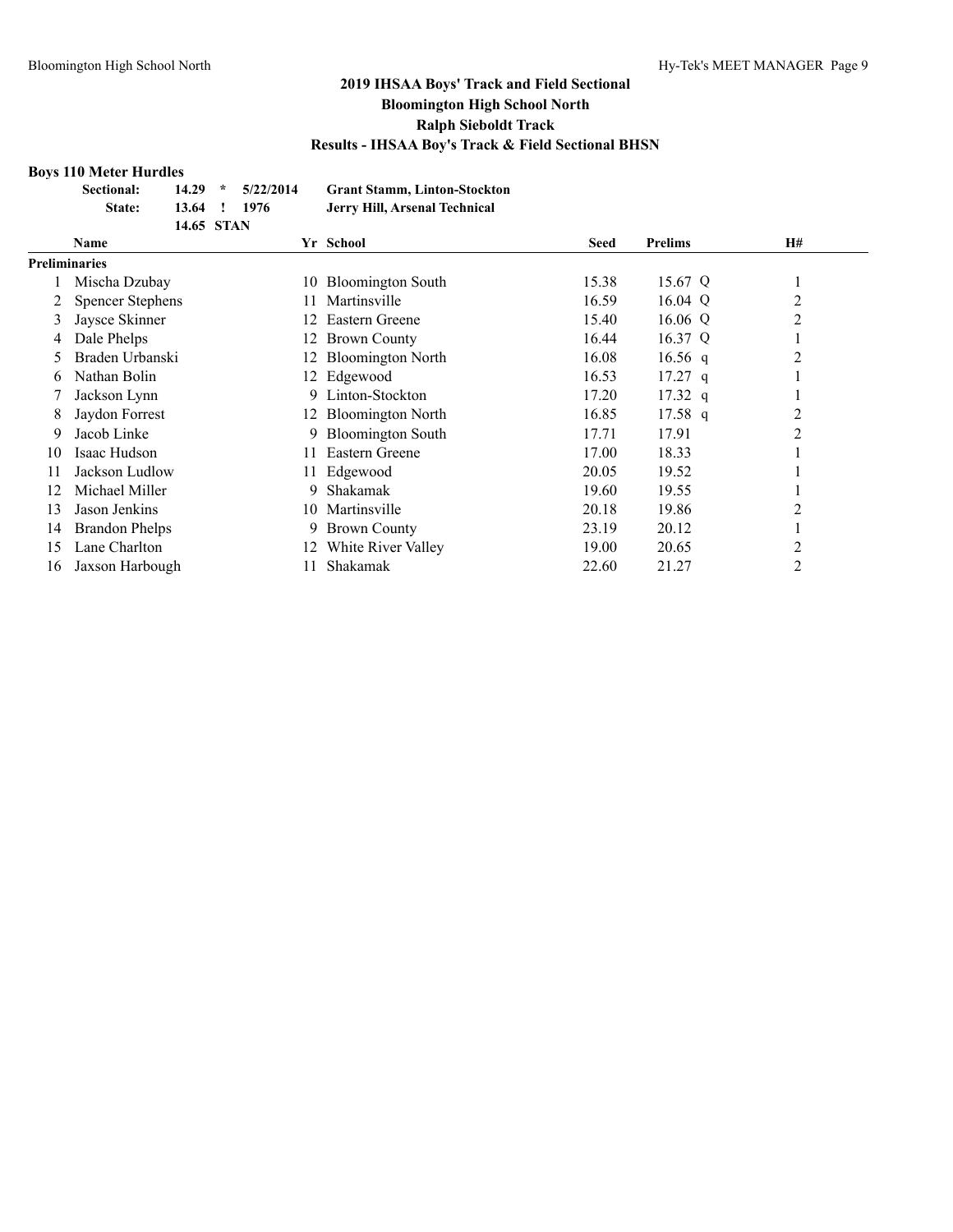# 2019 IHSAA Boys' Track and Field Sectional
## Bloomington High School North
## Ralph Sieboldt Track
## Results - IHSAA Boy's Track & Field Sectional BHSN

### Boys 110 Meter Hurdles

| | | | | |
|---|---|---|---|---|
| Sectional: | 14.29 | * | 5/22/2014 | Grant Stamm, Linton-Stockton |
| State: | 13.64 | ! | 1976 | Jerry Hill, Arsenal Technical |
| | 14.65 | STAN | | |

| | Name | Yr | School | Seed | Prelims | | H# |
|---|---|---|---|---|---|---|---|
| **Preliminaries** | | | | | | | |
| 1 | Mischa Dzubay | 10 | Bloomington South | 15.38 | 15.67 | Q | 1 |
| 2 | Spencer Stephens | 11 | Martinsville | 16.59 | 16.04 | Q | 2 |
| 3 | Jaysce Skinner | 12 | Eastern Greene | 15.40 | 16.06 | Q | 2 |
| 4 | Dale Phelps | 12 | Brown County | 16.44 | 16.37 | Q | 1 |
| 5 | Braden Urbanski | 12 | Bloomington North | 16.08 | 16.56 | q | 2 |
| 6 | Nathan Bolin | 12 | Edgewood | 16.53 | 17.27 | q | 1 |
| 7 | Jackson Lynn | 9 | Linton-Stockton | 17.20 | 17.32 | q | 1 |
| 8 | Jaydon Forrest | 12 | Bloomington North | 16.85 | 17.58 | q | 2 |
| 9 | Jacob Linke | 9 | Bloomington South | 17.71 | 17.91 | | 2 |
| 10 | Isaac Hudson | 11 | Eastern Greene | 17.00 | 18.33 | | 1 |
| 11 | Jackson Ludlow | 11 | Edgewood | 20.05 | 19.52 | | 1 |
| 12 | Michael Miller | 9 | Shakamak | 19.60 | 19.55 | | 1 |
| 13 | Jason Jenkins | 10 | Martinsville | 20.18 | 19.86 | | 2 |
| 14 | Brandon Phelps | 9 | Brown County | 23.19 | 20.12 | | 1 |
| 15 | Lane Charlton | 12 | White River Valley | 19.00 | 20.65 | | 2 |
| 16 | Jaxson Harbough | 11 | Shakamak | 22.60 | 21.27 | | 2 |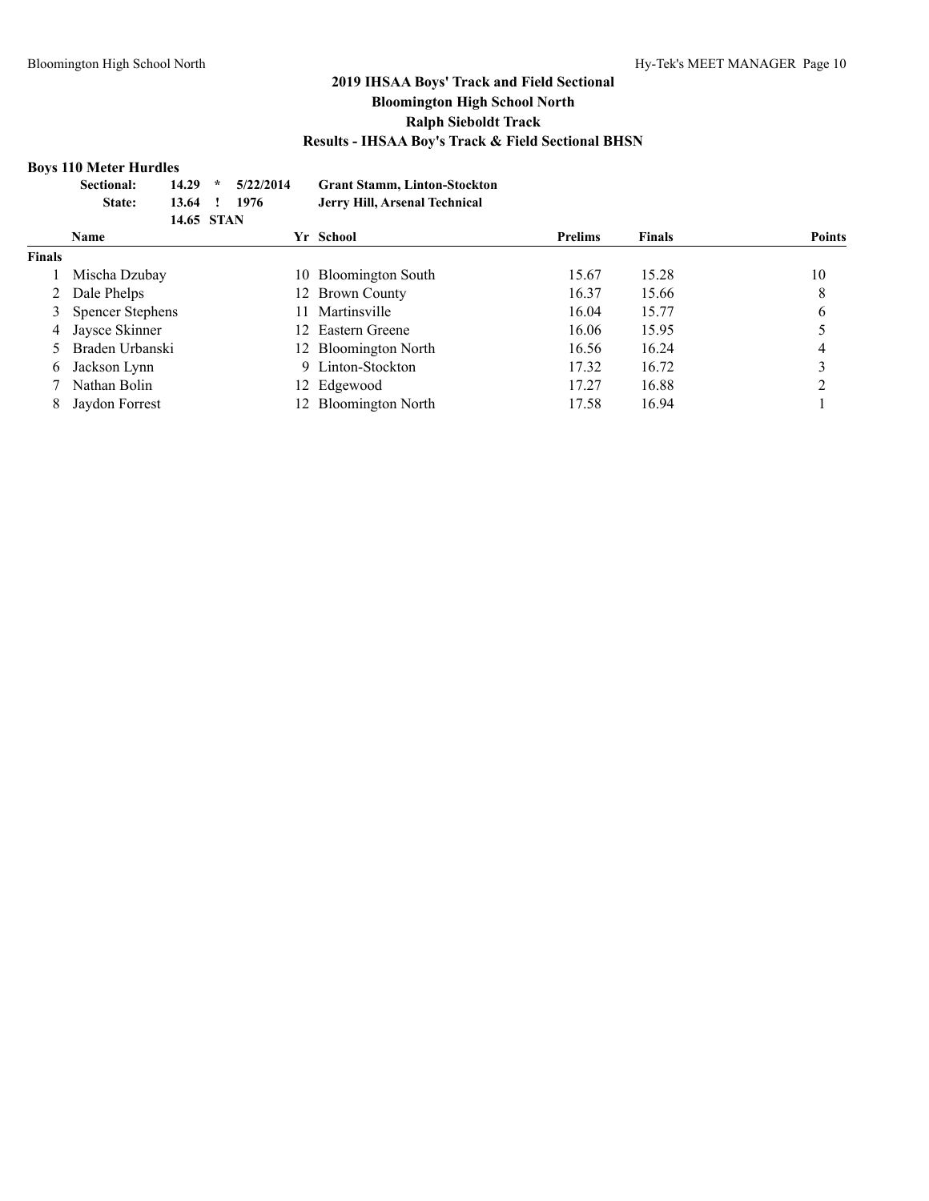## 2019 IHSAA Boys' Track and Field Sectional

### Bloomington High School North

### Ralph Sieboldt Track

### Results - IHSAA Boy's Track & Field Sectional BHSN

**Boys 110 Meter Hurdles**

| | | | | |
|---|---|---|---|---|
| **Sectional:** | **14.29** | * | **5/22/2014** | **Grant Stamm, Linton-Stockton** |
| **State:** | **13.64** | ! | **1976** | **Jerry Hill, Arsenal Technical** |
| | **14.65** | **STAN** | | |

| | Name | Yr | School | Prelims | Finals | Points |
|---|---|---|---|---|---|---|
| **Finals** | | | | | | |
| 1 | Mischa Dzubay | 10 | Bloomington South | 15.67 | 15.28 | 10 |
| 2 | Dale Phelps | 12 | Brown County | 16.37 | 15.66 | 8 |
| 3 | Spencer Stephens | 11 | Martinsville | 16.04 | 15.77 | 6 |
| 4 | Jaysce Skinner | 12 | Eastern Greene | 16.06 | 15.95 | 5 |
| 5 | Braden Urbanski | 12 | Bloomington North | 16.56 | 16.24 | 4 |
| 6 | Jackson Lynn | 9 | Linton-Stockton | 17.32 | 16.72 | 3 |
| 7 | Nathan Bolin | 12 | Edgewood | 17.27 | 16.88 | 2 |
| 8 | Jaydon Forrest | 12 | Bloomington North | 17.58 | 16.94 | 1 |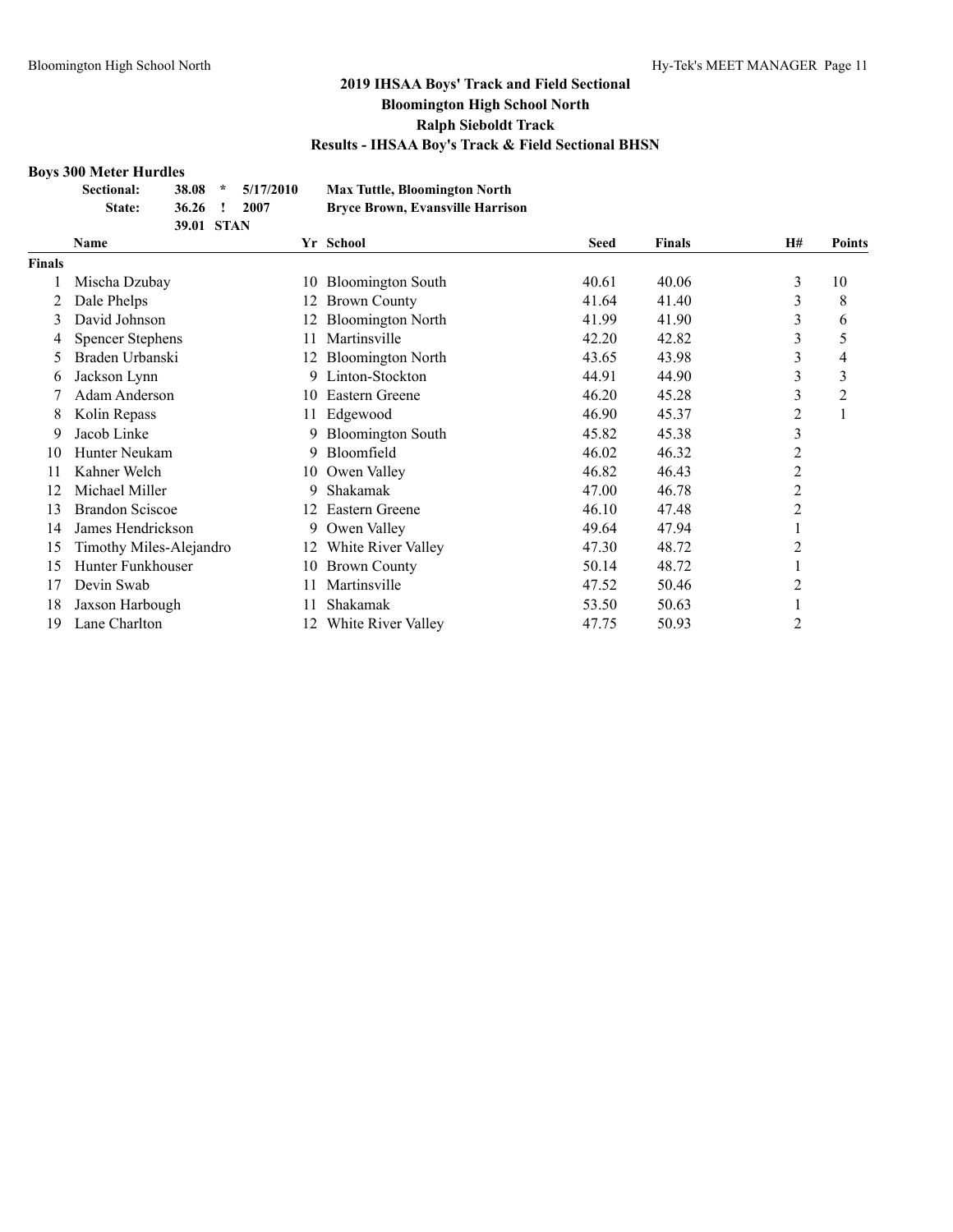## 2019 IHSAA Boys' Track and Field Sectional
## Bloomington High School North
## Ralph Sieboldt Track
## Results - IHSAA Boy's Track & Field Sectional BHSN

### Boys 300 Meter Hurdles

| | | | | |
|---|---|---|---|---|
| **Sectional:** | **38.08** | **\*** | **5/17/2010** | **Max Tuttle, Bloomington North** |
| **State:** | **36.26** | **!** | **2007** | **Bryce Brown, Evansville Harrison** |
| | **39.01** | **STAN** | | |

| | Name | Yr | School | Seed | Finals | H# | Points |
|---|---|---|---|---|---|---|---|
| **Finals** | | | | | | | |
| 1 | Mischa Dzubay | 10 | Bloomington South | 40.61 | 40.06 | 3 | 10 |
| 2 | Dale Phelps | 12 | Brown County | 41.64 | 41.40 | 3 | 8 |
| 3 | David Johnson | 12 | Bloomington North | 41.99 | 41.90 | 3 | 6 |
| 4 | Spencer Stephens | 11 | Martinsville | 42.20 | 42.82 | 3 | 5 |
| 5 | Braden Urbanski | 12 | Bloomington North | 43.65 | 43.98 | 3 | 4 |
| 6 | Jackson Lynn | 9 | Linton-Stockton | 44.91 | 44.90 | 3 | 3 |
| 7 | Adam Anderson | 10 | Eastern Greene | 46.20 | 45.28 | 3 | 2 |
| 8 | Kolin Repass | 11 | Edgewood | 46.90 | 45.37 | 2 | 1 |
| 9 | Jacob Linke | 9 | Bloomington South | 45.82 | 45.38 | 3 | |
| 10 | Hunter Neukam | 9 | Bloomfield | 46.02 | 46.32 | 2 | |
| 11 | Kahner Welch | 10 | Owen Valley | 46.82 | 46.43 | 2 | |
| 12 | Michael Miller | 9 | Shakamak | 47.00 | 46.78 | 2 | |
| 13 | Brandon Sciscoe | 12 | Eastern Greene | 46.10 | 47.48 | 2 | |
| 14 | James Hendrickson | 9 | Owen Valley | 49.64 | 47.94 | 1 | |
| 15 | Timothy Miles-Alejandro | 12 | White River Valley | 47.30 | 48.72 | 2 | |
| 15 | Hunter Funkhouser | 10 | Brown County | 50.14 | 48.72 | 1 | |
| 17 | Devin Swab | 11 | Martinsville | 47.52 | 50.46 | 2 | |
| 18 | Jaxson Harbough | 11 | Shakamak | 53.50 | 50.63 | 1 | |
| 19 | Lane Charlton | 12 | White River Valley | 47.75 | 50.93 | 2 | |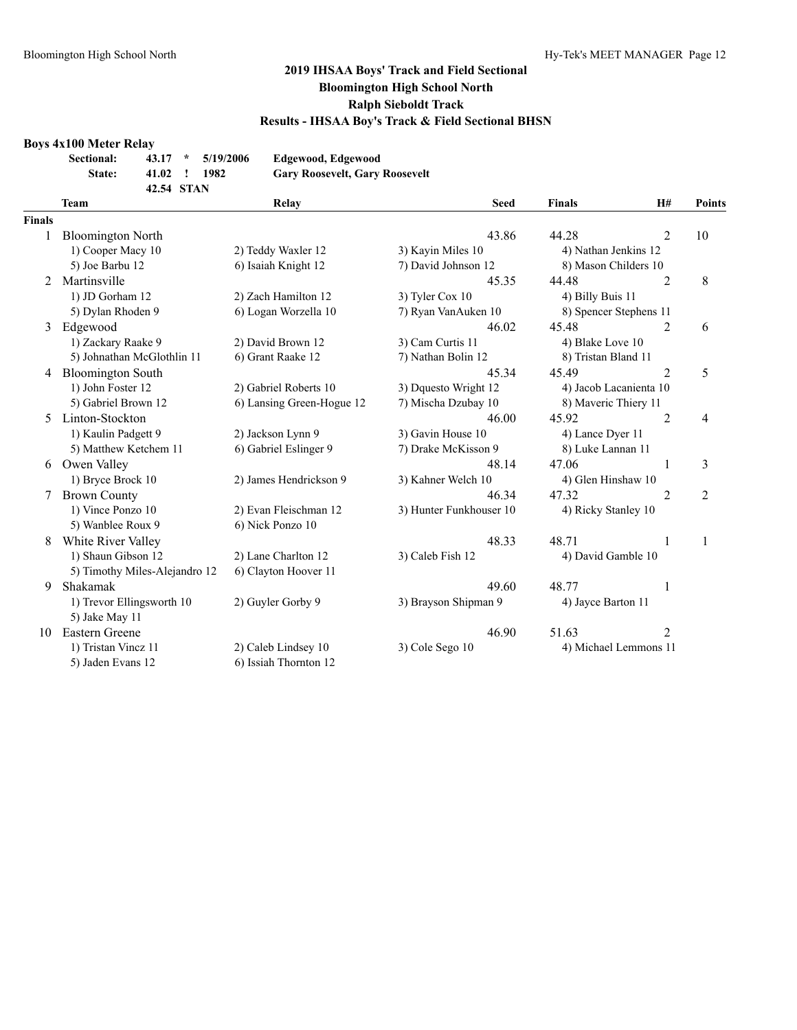## 2019 IHSAA Boys' Track and Field Sectional
## Bloomington High School North
## Ralph Sieboldt Track
## Results - IHSAA Boy's Track & Field Sectional BHSN

### Boys 4x100 Meter Relay

| | | | | |
|---|---|---|---|---|
| **Sectional:** | **43.17** | * | **5/19/2006** | **Edgewood, Edgewood** |
| **State:** | **41.02** | ! | **1982** | **Gary Roosevelt, Gary Roosevelt** |
| | **42.54** | **STAN** | | |

| | Team | Relay | | Seed | Finals | H# | Points |
|---|---|---|---|---|---|---|---|
| **Finals** | | | | | | | |
| 1 | Bloomington North | | | 43.86 | 44.28 | 2 | 10 |
| | 1) Cooper Macy 10 | 2) Teddy Waxler 12 | 3) Kayin Miles 10 | | 4) Nathan Jenkins 12 | | |
| | 5) Joe Barbu 12 | 6) Isaiah Knight 12 | 7) David Johnson 12 | | 8) Mason Childers 10 | | |
| 2 | Martinsville | | | 45.35 | 44.48 | 2 | 8 |
| | 1) JD Gorham 12 | 2) Zach Hamilton 12 | 3) Tyler Cox 10 | | 4) Billy Buis 11 | | |
| | 5) Dylan Rhoden 9 | 6) Logan Worzella 10 | 7) Ryan VanAuken 10 | | 8) Spencer Stephens 11 | | |
| 3 | Edgewood | | | 46.02 | 45.48 | 2 | 6 |
| | 1) Zackary Raake 9 | 2) David Brown 12 | 3) Cam Curtis 11 | | 4) Blake Love 10 | | |
| | 5) Johnathan McGlothlin 11 | 6) Grant Raake 12 | 7) Nathan Bolin 12 | | 8) Tristan Bland 11 | | |
| 4 | Bloomington South | | | 45.34 | 45.49 | 2 | 5 |
| | 1) John Foster 12 | 2) Gabriel Roberts 10 | 3) Dquesto Wright 12 | | 4) Jacob Lacanienta 10 | | |
| | 5) Gabriel Brown 12 | 6) Lansing Green-Hogue 12 | 7) Mischa Dzubay 10 | | 8) Maveric Thiery 11 | | |
| 5 | Linton-Stockton | | | 46.00 | 45.92 | 2 | 4 |
| | 1) Kaulin Padgett 9 | 2) Jackson Lynn 9 | 3) Gavin House 10 | | 4) Lance Dyer 11 | | |
| | 5) Matthew Ketchem 11 | 6) Gabriel Eslinger 9 | 7) Drake McKisson 9 | | 8) Luke Lannan 11 | | |
| 6 | Owen Valley | | | 48.14 | 47.06 | 1 | 3 |
| | 1) Bryce Brock 10 | 2) James Hendrickson 9 | 3) Kahner Welch 10 | | 4) Glen Hinshaw 10 | | |
| 7 | Brown County | | | 46.34 | 47.32 | 2 | 2 |
| | 1) Vince Ponzo 10 | 2) Evan Fleischman 12 | 3) Hunter Funkhouser 10 | | 4) Ricky Stanley 10 | | |
| | 5) Wanblee Roux 9 | 6) Nick Ponzo 10 | | | | | |
| 8 | White River Valley | | | 48.33 | 48.71 | 1 | 1 |
| | 1) Shaun Gibson 12 | 2) Lane Charlton 12 | 3) Caleb Fish 12 | | 4) David Gamble 10 | | |
| | 5) Timothy Miles-Alejandro 12 | 6) Clayton Hoover 11 | | | | | |
| 9 | Shakamak | | | 49.60 | 48.77 | 1 | |
| | 1) Trevor Ellingsworth 10 | 2) Guyler Gorby 9 | 3) Brayson Shipman 9 | | 4) Jayce Barton 11 | | |
| | 5) Jake May 11 | | | | | | |
| 10 | Eastern Greene | | | 46.90 | 51.63 | 2 | |
| | 1) Tristan Vincz 11 | 2) Caleb Lindsey 10 | 3) Cole Sego 10 | | 4) Michael Lemmons 11 | | |
| | 5) Jaden Evans 12 | 6) Issiah Thornton 12 | | | | | |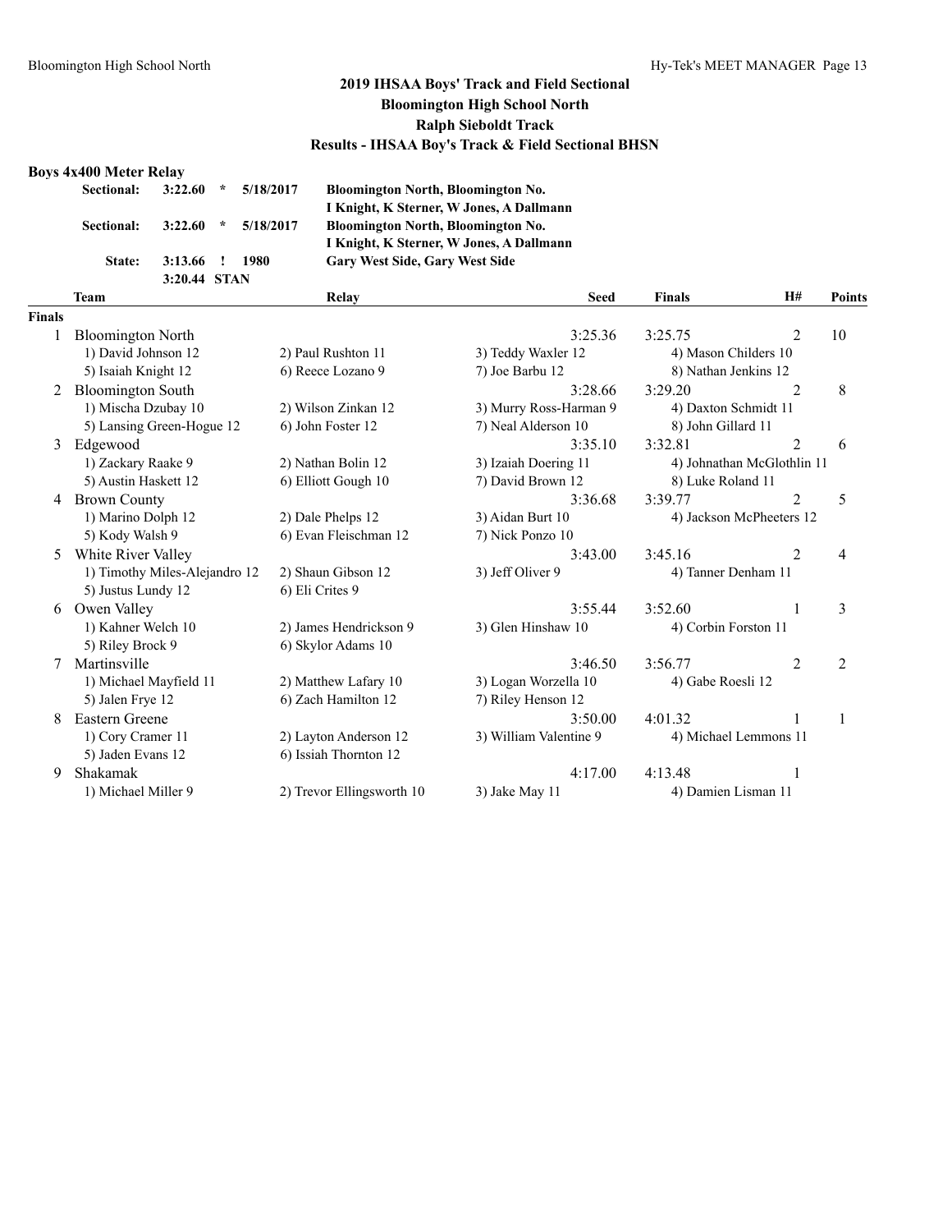# 2019 IHSAA Boys' Track and Field Sectional
## Bloomington High School North
## Ralph Sieboldt Track
## Results - IHSAA Boy's Track & Field Sectional BHSN

### Boys 4x400 Meter Relay

| | | | | |
|---|---|---|---|---|
| **Sectional:** | **3:22.60** | ***** | **5/18/2017** | **Bloomington North, Bloomington No.** |
| | | | | **I Knight, K Sterner, W Jones, A Dallmann** |
| **Sectional:** | **3:22.60** | ***** | **5/18/2017** | **Bloomington North, Bloomington No.** |
| | | | | **I Knight, K Sterner, W Jones, A Dallmann** |
| **State:** | **3:13.66** | **!** | **1980** | **Gary West Side, Gary West Side** |
| | **3:20.44** | **STAN** | | |

| | Team | Relay | Seed | Finals | H# | Points |
|---|---|---|---|---|---|---|
| **Finals** | | | | | | |
| 1 | Bloomington North | | 3:25.36 | 3:25.75 | 2 | 10 |
| | 1) David Johnson 12 | 2) Paul Rushton 11 | 3) Teddy Waxler 12 | 4) Mason Childers 10 | | |
| | 5) Isaiah Knight 12 | 6) Reece Lozano 9 | 7) Joe Barbu 12 | 8) Nathan Jenkins 12 | | |
| 2 | Bloomington South | | 3:28.66 | 3:29.20 | 2 | 8 |
| | 1) Mischa Dzubay 10 | 2) Wilson Zinkan 12 | 3) Murry Ross-Harman 9 | 4) Daxton Schmidt 11 | | |
| | 5) Lansing Green-Hogue 12 | 6) John Foster 12 | 7) Neal Alderson 10 | 8) John Gillard 11 | | |
| 3 | Edgewood | | 3:35.10 | 3:32.81 | 2 | 6 |
| | 1) Zackary Raake 9 | 2) Nathan Bolin 12 | 3) Izaiah Doering 11 | 4) Johnathan McGlothlin 11 | | |
| | 5) Austin Haskett 12 | 6) Elliott Gough 10 | 7) David Brown 12 | 8) Luke Roland 11 | | |
| 4 | Brown County | | 3:36.68 | 3:39.77 | 2 | 5 |
| | 1) Marino Dolph 12 | 2) Dale Phelps 12 | 3) Aidan Burt 10 | 4) Jackson McPheeters 12 | | |
| | 5) Kody Walsh 9 | 6) Evan Fleischman 12 | 7) Nick Ponzo 10 | | | |
| 5 | White River Valley | | 3:43.00 | 3:45.16 | 2 | 4 |
| | 1) Timothy Miles-Alejandro 12 | 2) Shaun Gibson 12 | 3) Jeff Oliver 9 | 4) Tanner Denham 11 | | |
| | 5) Justus Lundy 12 | 6) Eli Crites 9 | | | | |
| 6 | Owen Valley | | 3:55.44 | 3:52.60 | 1 | 3 |
| | 1) Kahner Welch 10 | 2) James Hendrickson 9 | 3) Glen Hinshaw 10 | 4) Corbin Forston 11 | | |
| | 5) Riley Brock 9 | 6) Skylor Adams 10 | | | | |
| 7 | Martinsville | | 3:46.50 | 3:56.77 | 2 | 2 |
| | 1) Michael Mayfield 11 | 2) Matthew Lafary 10 | 3) Logan Worzella 10 | 4) Gabe Roesli 12 | | |
| | 5) Jalen Frye 12 | 6) Zach Hamilton 12 | 7) Riley Henson 12 | | | |
| 8 | Eastern Greene | | 3:50.00 | 4:01.32 | 1 | 1 |
| | 1) Cory Cramer 11 | 2) Layton Anderson 12 | 3) William Valentine 9 | 4) Michael Lemmons 11 | | |
| | 5) Jaden Evans 12 | 6) Issiah Thornton 12 | | | | |
| 9 | Shakamak | | 4:17.00 | 4:13.48 | 1 | |
| | 1) Michael Miller 9 | 2) Trevor Ellingsworth 10 | 3) Jake May 11 | 4) Damien Lisman 11 | | |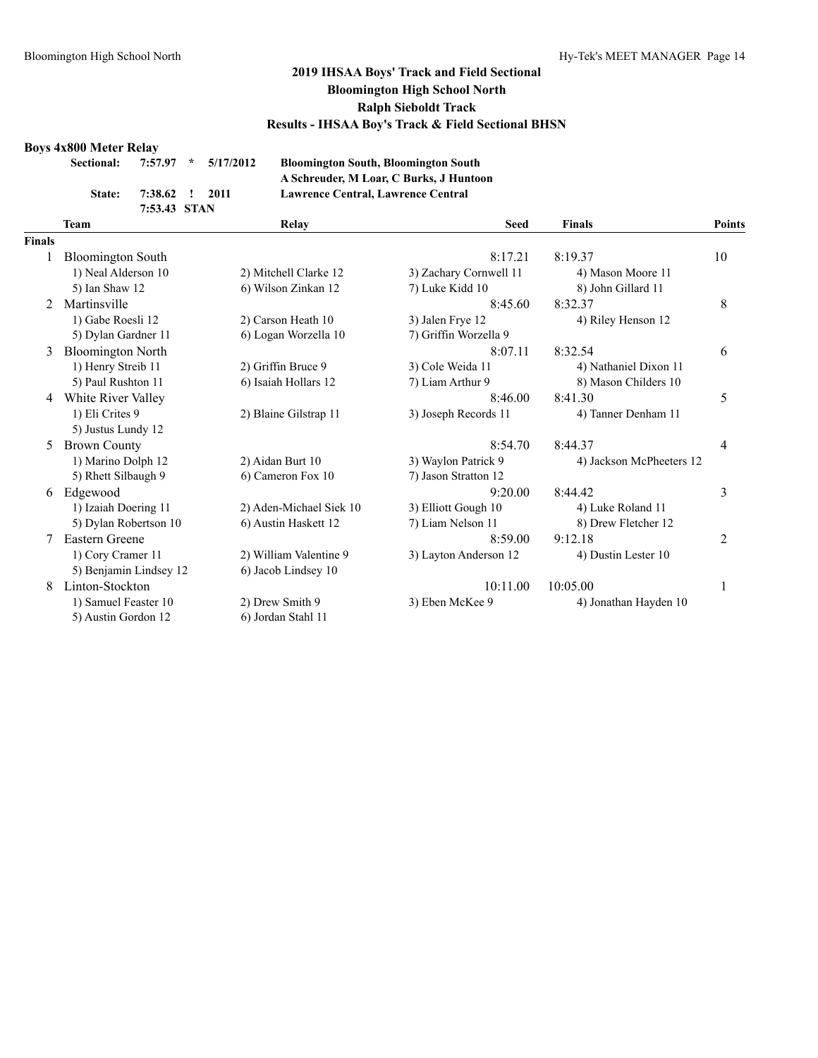# 2019 IHSAA Boys' Track and Field Sectional
## Bloomington High School North
## Ralph Sieboldt Track
## Results - IHSAA Boy's Track & Field Sectional BHSN

### Boys 4x800 Meter Relay

| | | | | |
|---|---|---|---|---|
| Sectional: | 7:57.97 | * | 5/17/2012 | Bloomington South, Bloomington South |
| | | | | A Schreuder, M Loar, C Burks, J Huntoon |
| State: | 7:38.62 | ! | 2011 | Lawrence Central, Lawrence Central |
| | 7:53.43 | STAN | | |

**Finals**

| Place | Team | Relay | Seed | Finals | Points |
|---|---|---|---|---|---|
| 1 | Bloomington South | | 8:17.21 | 8:19.37 | 10 |
| | 1) Neal Alderson 10 | 2) Mitchell Clarke 12 | 3) Zachary Cornwell 11 | 4) Mason Moore 11 | |
| | 5) Ian Shaw 12 | 6) Wilson Zinkan 12 | 7) Luke Kidd 10 | 8) John Gillard 11 | |
| 2 | Martinsville | | 8:45.60 | 8:32.37 | 8 |
| | 1) Gabe Roesli 12 | 2) Carson Heath 10 | 3) Jalen Frye 12 | 4) Riley Henson 12 | |
| | 5) Dylan Gardner 11 | 6) Logan Worzella 10 | 7) Griffin Worzella 9 | | |
| 3 | Bloomington North | | 8:07.11 | 8:32.54 | 6 |
| | 1) Henry Streib 11 | 2) Griffin Bruce 9 | 3) Cole Weida 11 | 4) Nathaniel Dixon 11 | |
| | 5) Paul Rushton 11 | 6) Isaiah Hollars 12 | 7) Liam Arthur 9 | 8) Mason Childers 10 | |
| 4 | White River Valley | | 8:46.00 | 8:41.30 | 5 |
| | 1) Eli Crites 9 | 2) Blaine Gilstrap 11 | 3) Joseph Records 11 | 4) Tanner Denham 11 | |
| | 5) Justus Lundy 12 | | | | |
| 5 | Brown County | | 8:54.70 | 8:44.37 | 4 |
| | 1) Marino Dolph 12 | 2) Aidan Burt 10 | 3) Waylon Patrick 9 | 4) Jackson McPheeters 12 | |
| | 5) Rhett Silbaugh 9 | 6) Cameron Fox 10 | 7) Jason Stratton 12 | | |
| 6 | Edgewood | | 9:20.00 | 8:44.42 | 3 |
| | 1) Izaiah Doering 11 | 2) Aden-Michael Siek 10 | 3) Elliott Gough 10 | 4) Luke Roland 11 | |
| | 5) Dylan Robertson 10 | 6) Austin Haskett 12 | 7) Liam Nelson 11 | 8) Drew Fletcher 12 | |
| 7 | Eastern Greene | | 8:59.00 | 9:12.18 | 2 |
| | 1) Cory Cramer 11 | 2) William Valentine 9 | 3) Layton Anderson 12 | 4) Dustin Lester 10 | |
| | 5) Benjamin Lindsey 12 | 6) Jacob Lindsey 10 | | | |
| 8 | Linton-Stockton | | 10:11.00 | 10:05.00 | 1 |
| | 1) Samuel Feaster 10 | 2) Drew Smith 9 | 3) Eben McKee 9 | 4) Jonathan Hayden 10 | |
| | 5) Austin Gordon 12 | 6) Jordan Stahl 11 | | | |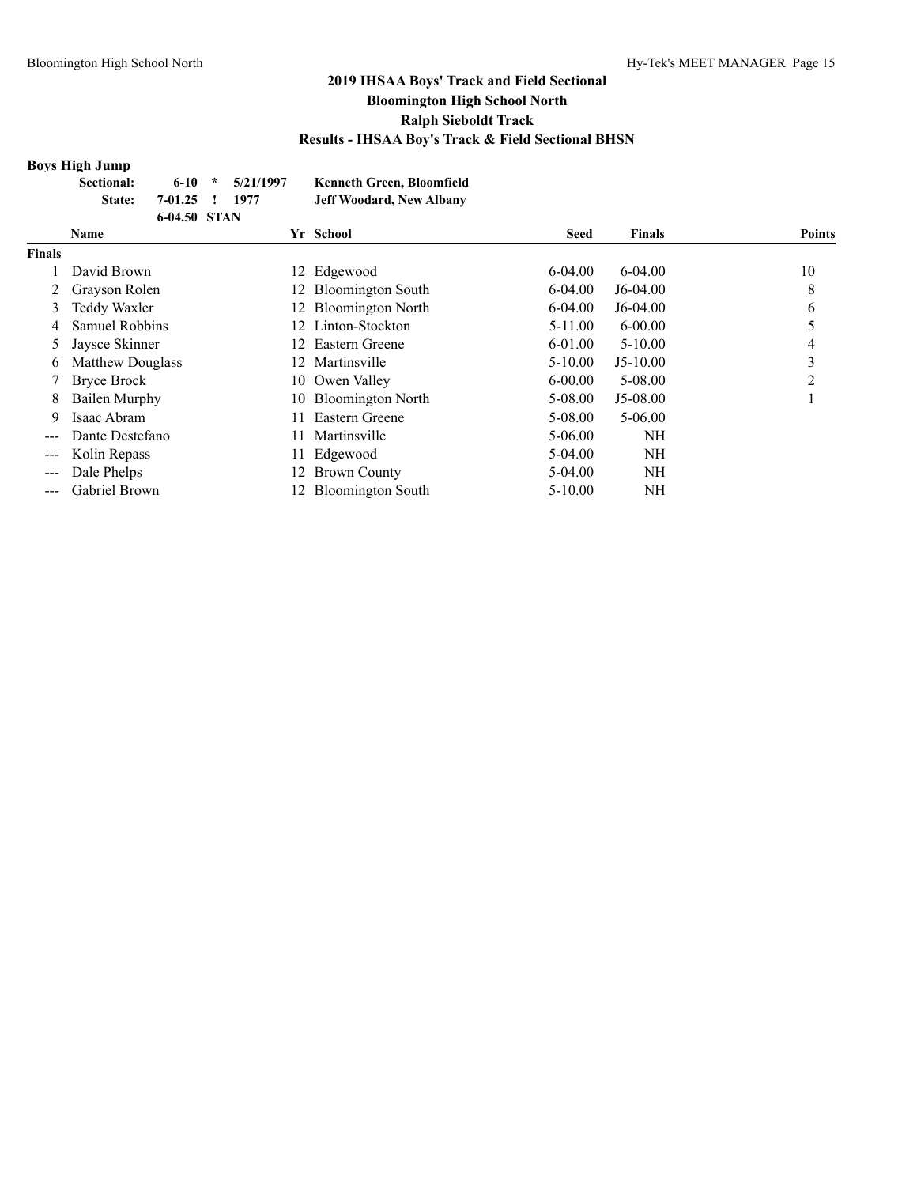# 2019 IHSAA Boys' Track and Field Sectional
## Bloomington High School North
## Ralph Sieboldt Track
## Results - IHSAA Boy's Track & Field Sectional BHSN

### Boys High Jump

| | | | | |
|---|---|---|---|---|
| **Sectional:** | **6-10** | **\*** | **5/21/1997** | **Kenneth Green, Bloomfield** |
| **State:** | **7-01.25** | **!** | **1977** | **Jeff Woodard, New Albany** |
| | **6-04.50** | **STAN** | | |

| | Name | Yr | School | Seed | Finals | Points |
|---|---|---|---|---|---|---|
| **Finals** | | | | | | |
| 1 | David Brown | 12 | Edgewood | 6-04.00 | 6-04.00 | 10 |
| 2 | Grayson Rolen | 12 | Bloomington South | 6-04.00 | J6-04.00 | 8 |
| 3 | Teddy Waxler | 12 | Bloomington North | 6-04.00 | J6-04.00 | 6 |
| 4 | Samuel Robbins | 12 | Linton-Stockton | 5-11.00 | 6-00.00 | 5 |
| 5 | Jaysce Skinner | 12 | Eastern Greene | 6-01.00 | 5-10.00 | 4 |
| 6 | Matthew Douglass | 12 | Martinsville | 5-10.00 | J5-10.00 | 3 |
| 7 | Bryce Brock | 10 | Owen Valley | 6-00.00 | 5-08.00 | 2 |
| 8 | Bailen Murphy | 10 | Bloomington North | 5-08.00 | J5-08.00 | 1 |
| 9 | Isaac Abram | 11 | Eastern Greene | 5-08.00 | 5-06.00 | |
| --- | Dante Destefano | 11 | Martinsville | 5-06.00 | NH | |
| --- | Kolin Repass | 11 | Edgewood | 5-04.00 | NH | |
| --- | Dale Phelps | 12 | Brown County | 5-04.00 | NH | |
| --- | Gabriel Brown | 12 | Bloomington South | 5-10.00 | NH | |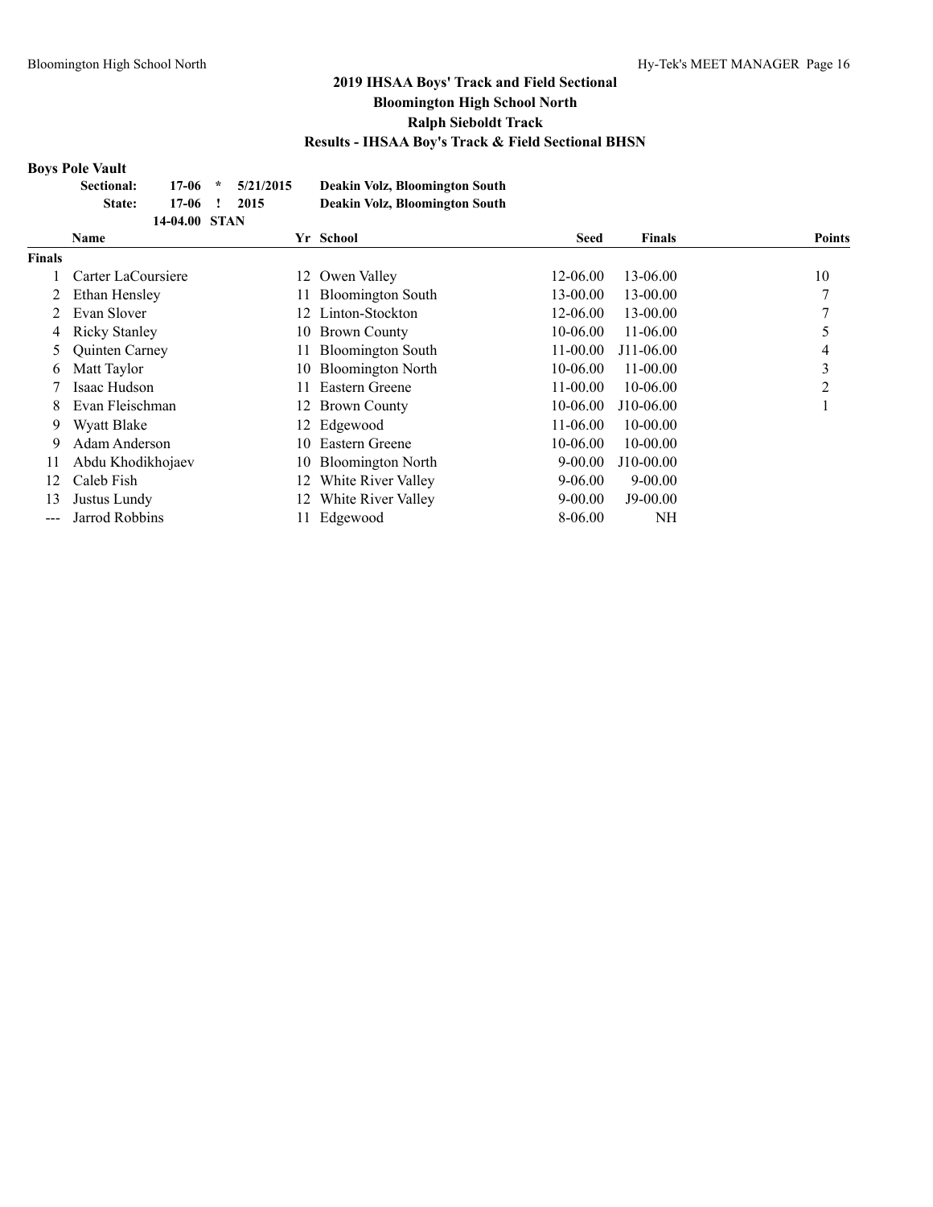## 2019 IHSAA Boys' Track and Field Sectional
## Bloomington High School North
## Ralph Sieboldt Track
## Results - IHSAA Boy's Track & Field Sectional BHSN

### Boys Pole Vault

| | | | | |
|---|---|---|---|---|
| Sectional: | 17-06 | * | 5/21/2015 | Deakin Volz, Bloomington South |
| State: | 17-06 | ! | 2015 | Deakin Volz, Bloomington South |
| | 14-04.00 | STAN | | |

| | Name | Yr | School | Seed | Finals | Points |
|---|---|---|---|---|---|---|
| **Finals** | | | | | | |
| 1 | Carter LaCoursiere | 12 | Owen Valley | 12-06.00 | 13-06.00 | 10 |
| 2 | Ethan Hensley | 11 | Bloomington South | 13-00.00 | 13-00.00 | 7 |
| 2 | Evan Slover | 12 | Linton-Stockton | 12-06.00 | 13-00.00 | 7 |
| 4 | Ricky Stanley | 10 | Brown County | 10-06.00 | 11-06.00 | 5 |
| 5 | Quinten Carney | 11 | Bloomington South | 11-00.00 | J11-06.00 | 4 |
| 6 | Matt Taylor | 10 | Bloomington North | 10-06.00 | 11-00.00 | 3 |
| 7 | Isaac Hudson | 11 | Eastern Greene | 11-00.00 | 10-06.00 | 2 |
| 8 | Evan Fleischman | 12 | Brown County | 10-06.00 | J10-06.00 | 1 |
| 9 | Wyatt Blake | 12 | Edgewood | 11-06.00 | 10-00.00 | |
| 9 | Adam Anderson | 10 | Eastern Greene | 10-06.00 | 10-00.00 | |
| 11 | Abdu Khodikhojaev | 10 | Bloomington North | 9-00.00 | J10-00.00 | |
| 12 | Caleb Fish | 12 | White River Valley | 9-06.00 | 9-00.00 | |
| 13 | Justus Lundy | 12 | White River Valley | 9-00.00 | J9-00.00 | |
| --- | Jarrod Robbins | 11 | Edgewood | 8-06.00 | NH | |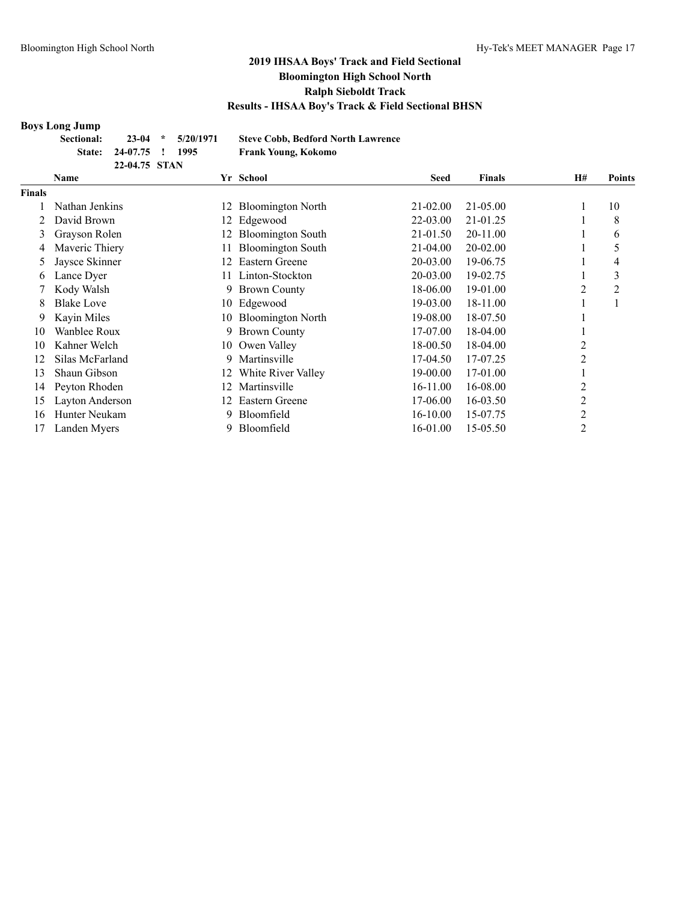## 2019 IHSAA Boys' Track and Field Sectional
## Bloomington High School North
## Ralph Sieboldt Track
## Results - IHSAA Boy's Track & Field Sectional BHSN

### Boys Long Jump

| | | | | |
|---|---|---|---|---|
| Sectional: | 23-04 | * | 5/20/1971 | Steve Cobb, Bedford North Lawrence |
| State: | 24-07.75 | ! | 1995 | Frank Young, Kokomo |
| | 22-04.75 | STAN | | |

| | Name | Yr | School | Seed | Finals | H# | Points |
|---|---|---|---|---|---|---|---|
| **Finals** | | | | | | | |
| 1 | Nathan Jenkins | 12 | Bloomington North | 21-02.00 | 21-05.00 | 1 | 10 |
| 2 | David Brown | 12 | Edgewood | 22-03.00 | 21-01.25 | 1 | 8 |
| 3 | Grayson Rolen | 12 | Bloomington South | 21-01.50 | 20-11.00 | 1 | 6 |
| 4 | Maveric Thiery | 11 | Bloomington South | 21-04.00 | 20-02.00 | 1 | 5 |
| 5 | Jaysce Skinner | 12 | Eastern Greene | 20-03.00 | 19-06.75 | 1 | 4 |
| 6 | Lance Dyer | 11 | Linton-Stockton | 20-03.00 | 19-02.75 | 1 | 3 |
| 7 | Kody Walsh | 9 | Brown County | 18-06.00 | 19-01.00 | 2 | 2 |
| 8 | Blake Love | 10 | Edgewood | 19-03.00 | 18-11.00 | 1 | 1 |
| 9 | Kayin Miles | 10 | Bloomington North | 19-08.00 | 18-07.50 | 1 | |
| 10 | Wanblee Roux | 9 | Brown County | 17-07.00 | 18-04.00 | 1 | |
| 10 | Kahner Welch | 10 | Owen Valley | 18-00.50 | 18-04.00 | 2 | |
| 12 | Silas McFarland | 9 | Martinsville | 17-04.50 | 17-07.25 | 2 | |
| 13 | Shaun Gibson | 12 | White River Valley | 19-00.00 | 17-01.00 | 1 | |
| 14 | Peyton Rhoden | 12 | Martinsville | 16-11.00 | 16-08.00 | 2 | |
| 15 | Layton Anderson | 12 | Eastern Greene | 17-06.00 | 16-03.50 | 2 | |
| 16 | Hunter Neukam | 9 | Bloomfield | 16-10.00 | 15-07.75 | 2 | |
| 17 | Landen Myers | 9 | Bloomfield | 16-01.00 | 15-05.50 | 2 | |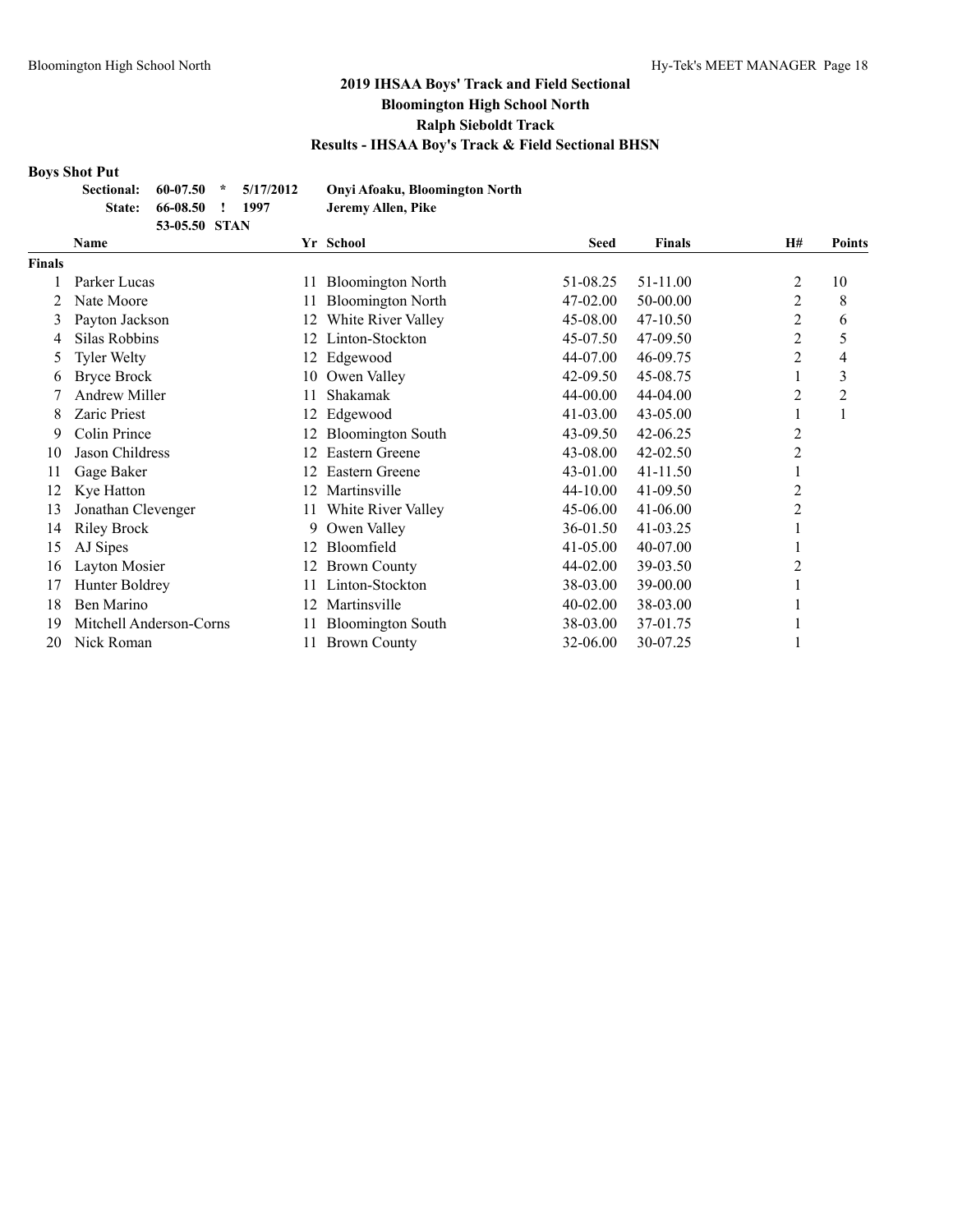## 2019 IHSAA Boys' Track and Field Sectional
## Bloomington High School North
## Ralph Sieboldt Track
## Results - IHSAA Boy's Track & Field Sectional BHSN

### Boys Shot Put

**Sectional:** 60-07.50 * 5/17/2012 Onyi Afoaku, Bloomington North
**State:** 66-08.50 ! 1997 Jeremy Allen, Pike
53-05.50 STAN

| | Name | Yr | School | Seed | Finals | H# | Points |
|---|---|---|---|---|---|---|---|
| **Finals** | | | | | | | |
| 1 | Parker Lucas | 11 | Bloomington North | 51-08.25 | 51-11.00 | 2 | 10 |
| 2 | Nate Moore | 11 | Bloomington North | 47-02.00 | 50-00.00 | 2 | 8 |
| 3 | Payton Jackson | 12 | White River Valley | 45-08.00 | 47-10.50 | 2 | 6 |
| 4 | Silas Robbins | 12 | Linton-Stockton | 45-07.50 | 47-09.50 | 2 | 5 |
| 5 | Tyler Welty | 12 | Edgewood | 44-07.00 | 46-09.75 | 2 | 4 |
| 6 | Bryce Brock | 10 | Owen Valley | 42-09.50 | 45-08.75 | 1 | 3 |
| 7 | Andrew Miller | 11 | Shakamak | 44-00.00 | 44-04.00 | 2 | 2 |
| 8 | Zaric Priest | 12 | Edgewood | 41-03.00 | 43-05.00 | 1 | 1 |
| 9 | Colin Prince | 12 | Bloomington South | 43-09.50 | 42-06.25 | 2 | |
| 10 | Jason Childress | 12 | Eastern Greene | 43-08.00 | 42-02.50 | 2 | |
| 11 | Gage Baker | 12 | Eastern Greene | 43-01.00 | 41-11.50 | 1 | |
| 12 | Kye Hatton | 12 | Martinsville | 44-10.00 | 41-09.50 | 2 | |
| 13 | Jonathan Clevenger | 11 | White River Valley | 45-06.00 | 41-06.00 | 2 | |
| 14 | Riley Brock | 9 | Owen Valley | 36-01.50 | 41-03.25 | 1 | |
| 15 | AJ Sipes | 12 | Bloomfield | 41-05.00 | 40-07.00 | 1 | |
| 16 | Layton Mosier | 12 | Brown County | 44-02.00 | 39-03.50 | 2 | |
| 17 | Hunter Boldrey | 11 | Linton-Stockton | 38-03.00 | 39-00.00 | 1 | |
| 18 | Ben Marino | 12 | Martinsville | 40-02.00 | 38-03.00 | 1 | |
| 19 | Mitchell Anderson-Corns | 11 | Bloomington South | 38-03.00 | 37-01.75 | 1 | |
| 20 | Nick Roman | 11 | Brown County | 32-06.00 | 30-07.25 | 1 | |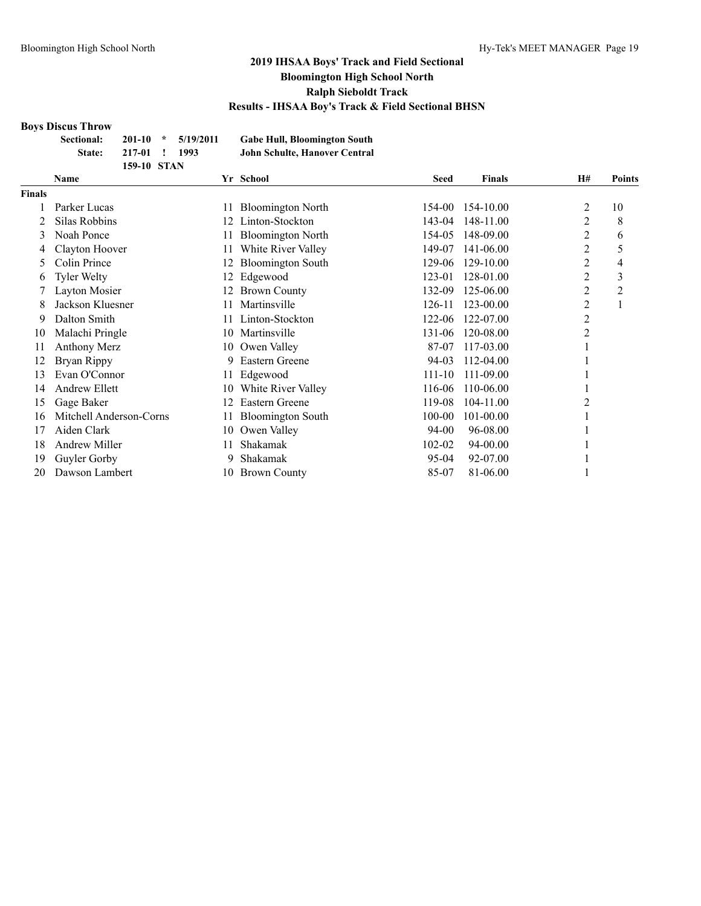## 2019 IHSAA Boys' Track and Field Sectional
## Bloomington High School North
## Ralph Sieboldt Track
## Results - IHSAA Boy's Track & Field Sectional BHSN

### Boys Discus Throw

| | | | | |
|---|---|---|---|---|
| **Sectional:** | **201-10** | ***** | **5/19/2011** | **Gabe Hull, Bloomington South** |
| **State:** | **217-01** | **!** | **1993** | **John Schulte, Hanover Central** |
| | **159-10** | **STAN** | | |

| | Name | Yr | School | Seed | Finals | H# | Points |
|---|---|---|---|---|---|---|---|
| **Finals** | | | | | | | |
| 1 | Parker Lucas | 11 | Bloomington North | 154-00 | 154-10.00 | 2 | 10 |
| 2 | Silas Robbins | 12 | Linton-Stockton | 143-04 | 148-11.00 | 2 | 8 |
| 3 | Noah Ponce | 11 | Bloomington North | 154-05 | 148-09.00 | 2 | 6 |
| 4 | Clayton Hoover | 11 | White River Valley | 149-07 | 141-06.00 | 2 | 5 |
| 5 | Colin Prince | 12 | Bloomington South | 129-06 | 129-10.00 | 2 | 4 |
| 6 | Tyler Welty | 12 | Edgewood | 123-01 | 128-01.00 | 2 | 3 |
| 7 | Layton Mosier | 12 | Brown County | 132-09 | 125-06.00 | 2 | 2 |
| 8 | Jackson Kluesner | 11 | Martinsville | 126-11 | 123-00.00 | 2 | 1 |
| 9 | Dalton Smith | 11 | Linton-Stockton | 122-06 | 122-07.00 | 2 | |
| 10 | Malachi Pringle | 10 | Martinsville | 131-06 | 120-08.00 | 2 | |
| 11 | Anthony Merz | 10 | Owen Valley | 87-07 | 117-03.00 | 1 | |
| 12 | Bryan Rippy | 9 | Eastern Greene | 94-03 | 112-04.00 | 1 | |
| 13 | Evan O'Connor | 11 | Edgewood | 111-10 | 111-09.00 | 1 | |
| 14 | Andrew Ellett | 10 | White River Valley | 116-06 | 110-06.00 | 1 | |
| 15 | Gage Baker | 12 | Eastern Greene | 119-08 | 104-11.00 | 2 | |
| 16 | Mitchell Anderson-Corns | 11 | Bloomington South | 100-00 | 101-00.00 | 1 | |
| 17 | Aiden Clark | 10 | Owen Valley | 94-00 | 96-08.00 | 1 | |
| 18 | Andrew Miller | 11 | Shakamak | 102-02 | 94-00.00 | 1 | |
| 19 | Guyler Gorby | 9 | Shakamak | 95-04 | 92-07.00 | 1 | |
| 20 | Dawson Lambert | 10 | Brown County | 85-07 | 81-06.00 | 1 | |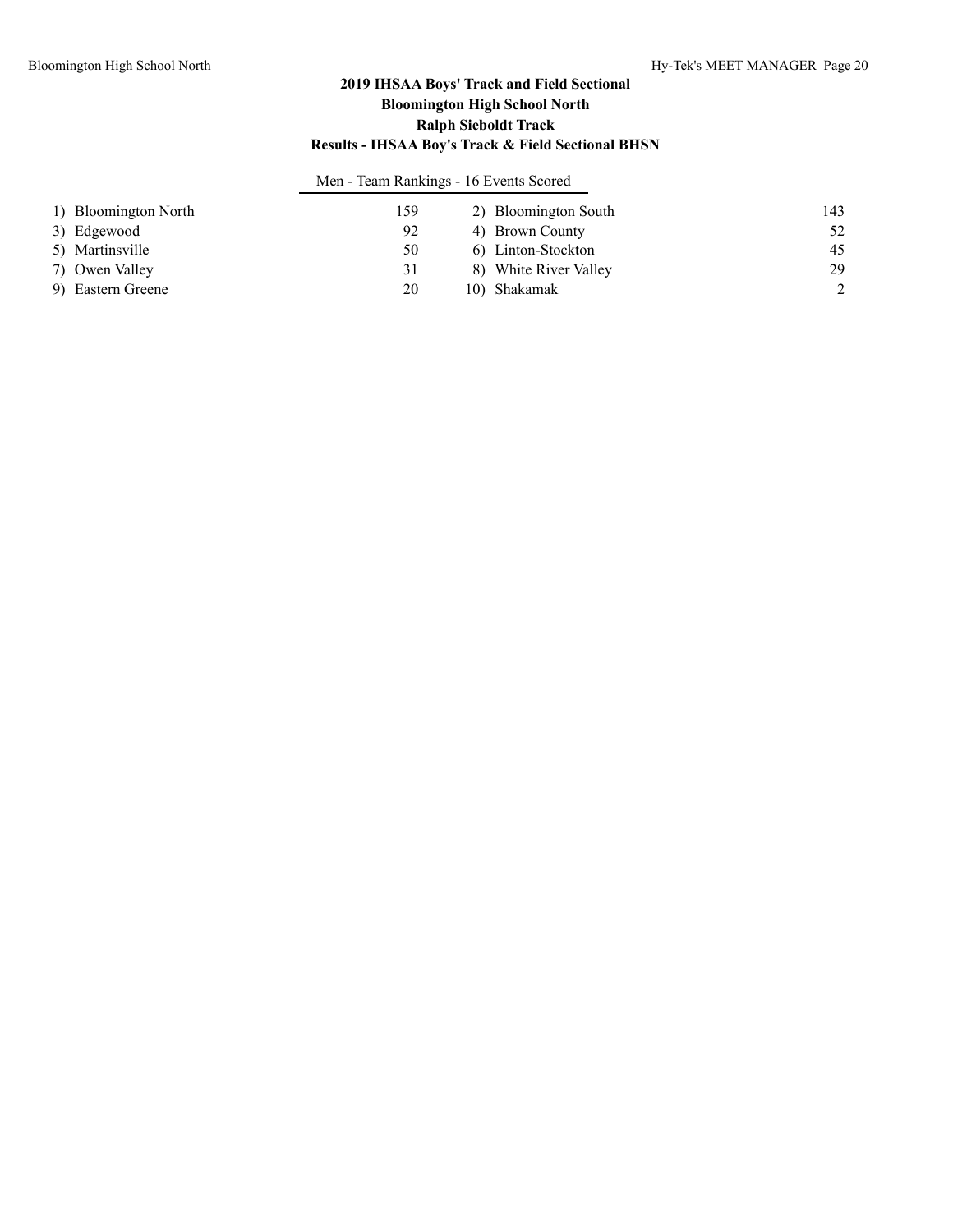## 2019 IHSAA Boys' Track and Field Sectional
## Bloomington High School North
## Ralph Sieboldt Track
## Results - IHSAA Boy's Track & Field Sectional BHSN

### Men - Team Rankings - 16 Events Scored

| | | | |
|---|---|---|---|
| 1) Bloomington North | 159 | 2) Bloomington South | 143 |
| 3) Edgewood | 92 | 4) Brown County | 52 |
| 5) Martinsville | 50 | 6) Linton-Stockton | 45 |
| 7) Owen Valley | 31 | 8) White River Valley | 29 |
| 9) Eastern Greene | 20 | 10) Shakamak | 2 |